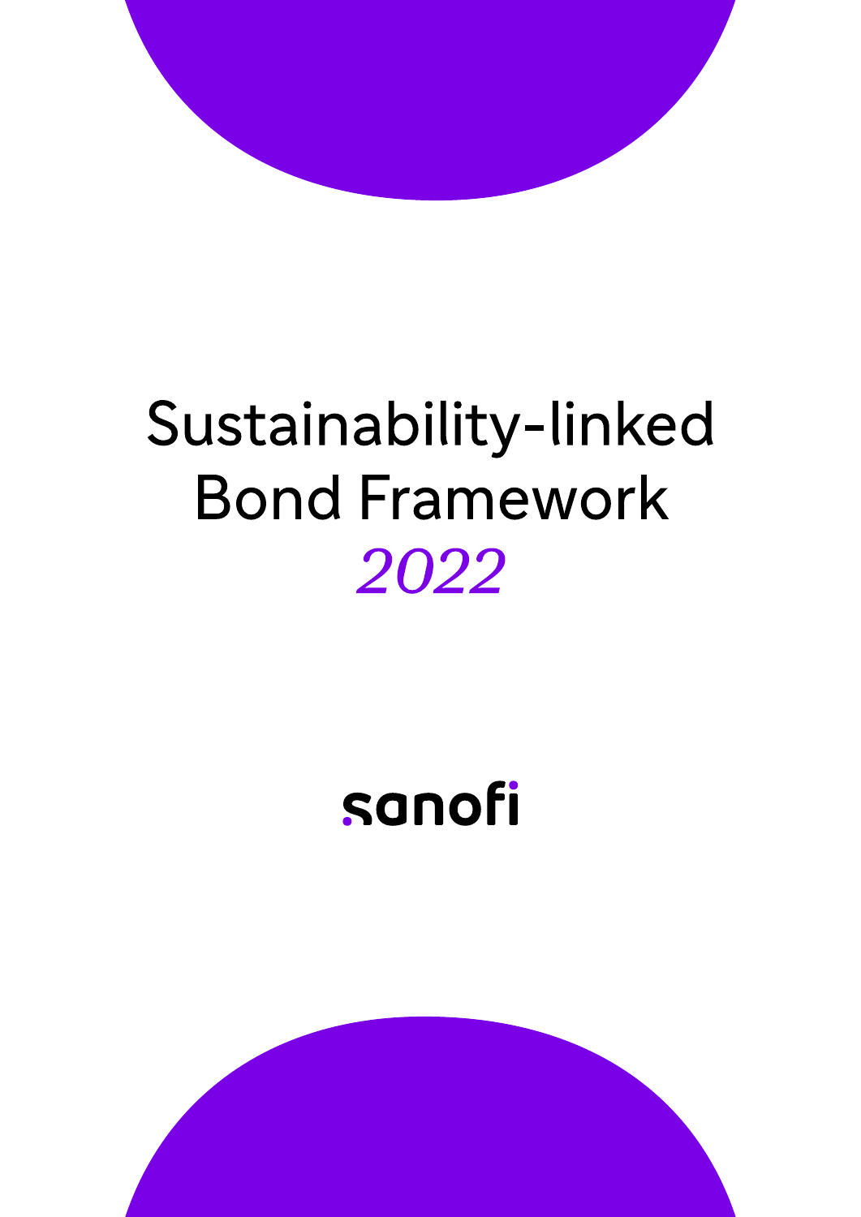# Sustainability-linked Bond Framework

*2022*

sanofi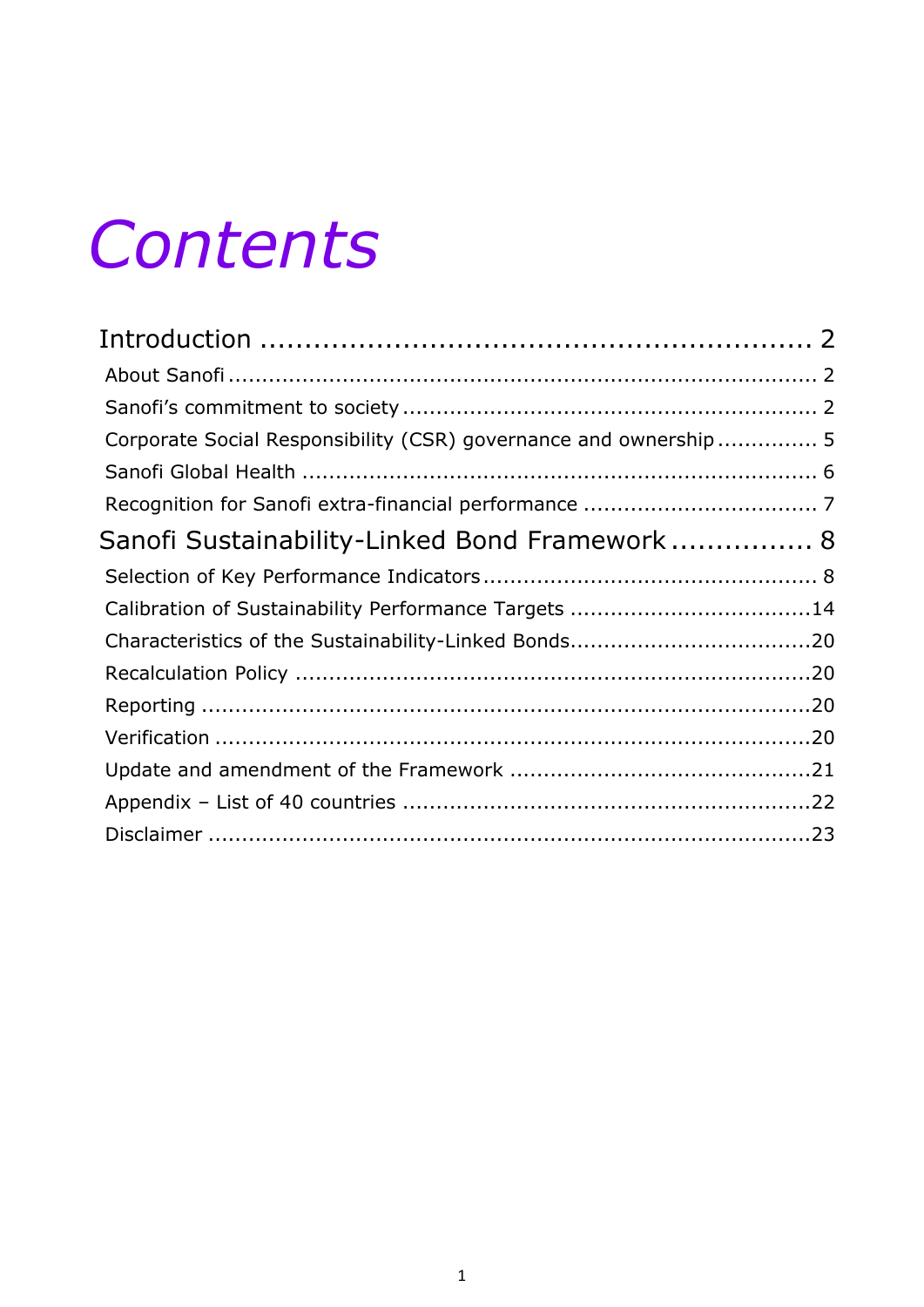# Contents

Introduction ............................................................. 2

- About Sanofi ........................................................................ 2
- Sanofi's commitment to society ............................................................ 2
- Corporate Social Responsibility (CSR) governance and ownership ............... 5
- Sanofi Global Health ............................................................................ 6
- Recognition for Sanofi extra-financial performance .................................. 7

Sanofi Sustainability-Linked Bond Framework ................ 8

- Selection of Key Performance Indicators ................................................. 8
- Calibration of Sustainability Performance Targets ....................................14
- Characteristics of the Sustainability-Linked Bonds....................................20
- Recalculation Policy ............................................................................20
- Reporting ..........................................................................................20
- Verification ........................................................................................20
- Update and amendment of the Framework ............................................21
- Appendix – List of 40 countries ............................................................22
- Disclaimer .........................................................................................23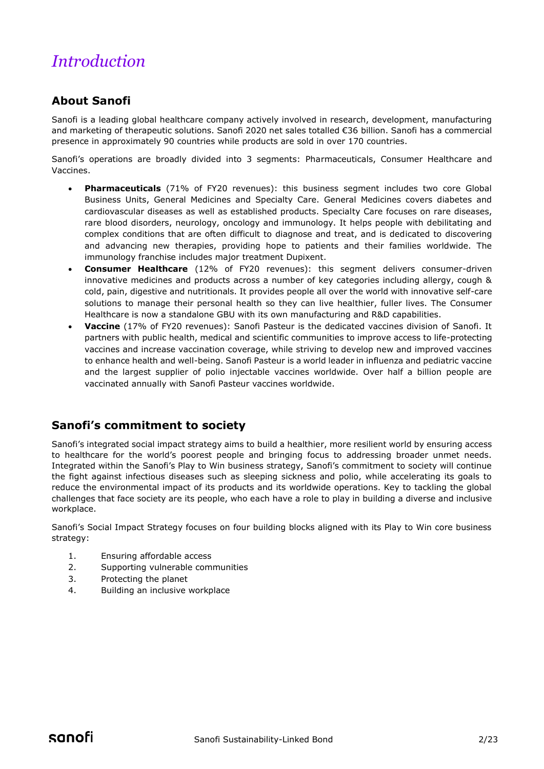# *Introduction*

## About Sanofi

Sanofi is a leading global healthcare company actively involved in research, development, manufacturing and marketing of therapeutic solutions. Sanofi 2020 net sales totalled €36 billion. Sanofi has a commercial presence in approximately 90 countries while products are sold in over 170 countries.

Sanofi's operations are broadly divided into 3 segments: Pharmaceuticals, Consumer Healthcare and Vaccines.

- **Pharmaceuticals** (71% of FY20 revenues): this business segment includes two core Global Business Units, General Medicines and Specialty Care. General Medicines covers diabetes and cardiovascular diseases as well as established products. Specialty Care focuses on rare diseases, rare blood disorders, neurology, oncology and immunology. It helps people with debilitating and complex conditions that are often difficult to diagnose and treat, and is dedicated to discovering and advancing new therapies, providing hope to patients and their families worldwide. The immunology franchise includes major treatment Dupixent.
- **Consumer Healthcare** (12% of FY20 revenues): this segment delivers consumer-driven innovative medicines and products across a number of key categories including allergy, cough & cold, pain, digestive and nutritionals. It provides people all over the world with innovative self-care solutions to manage their personal health so they can live healthier, fuller lives. The Consumer Healthcare is now a standalone GBU with its own manufacturing and R&D capabilities.
- **Vaccine** (17% of FY20 revenues): Sanofi Pasteur is the dedicated vaccines division of Sanofi. It partners with public health, medical and scientific communities to improve access to life-protecting vaccines and increase vaccination coverage, while striving to develop new and improved vaccines to enhance health and well-being. Sanofi Pasteur is a world leader in influenza and pediatric vaccine and the largest supplier of polio injectable vaccines worldwide. Over half a billion people are vaccinated annually with Sanofi Pasteur vaccines worldwide.

## Sanofi's commitment to society

Sanofi's integrated social impact strategy aims to build a healthier, more resilient world by ensuring access to healthcare for the world's poorest people and bringing focus to addressing broader unmet needs. Integrated within the Sanofi's Play to Win business strategy, Sanofi's commitment to society will continue the fight against infectious diseases such as sleeping sickness and polio, while accelerating its goals to reduce the environmental impact of its products and its worldwide operations. Key to tackling the global challenges that face society are its people, who each have a role to play in building a diverse and inclusive workplace.

Sanofi's Social Impact Strategy focuses on four building blocks aligned with its Play to Win core business strategy:

1. Ensuring affordable access
2. Supporting vulnerable communities
3. Protecting the planet
4. Building an inclusive workplace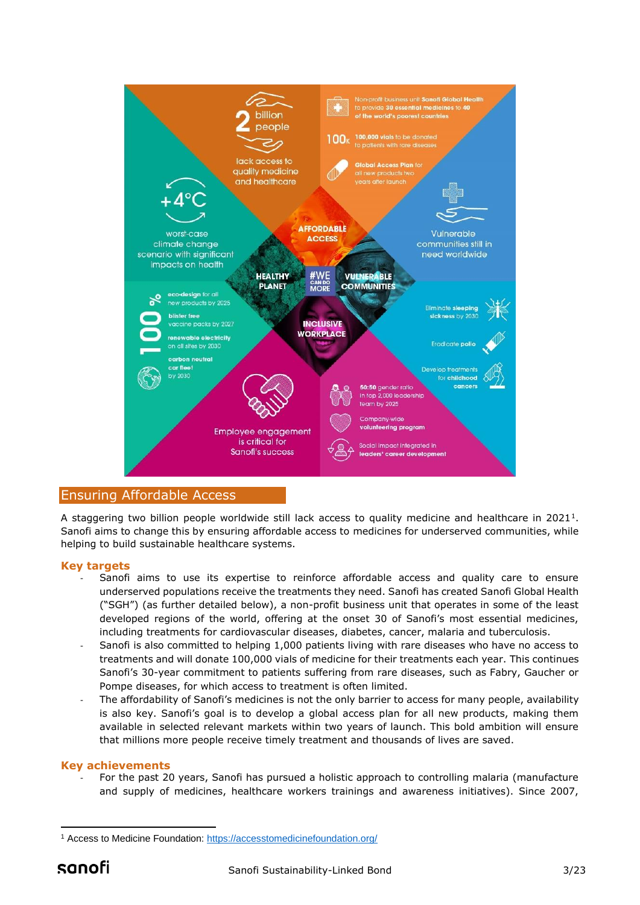## Ensuring Affordable Access

A staggering two billion people worldwide still lack access to quality medicine and healthcare in 2021[1]. Sanofi aims to change this by ensuring affordable access to medicines for underserved communities, while helping to build sustainable healthcare systems.

### Key targets

- Sanofi aims to use its expertise to reinforce affordable access and quality care to ensure underserved populations receive the treatments they need. Sanofi has created Sanofi Global Health ("SGH") (as further detailed below), a non-profit business unit that operates in some of the least developed regions of the world, offering at the onset 30 of Sanofi's most essential medicines, including treatments for cardiovascular diseases, diabetes, cancer, malaria and tuberculosis.
- Sanofi is also committed to helping 1,000 patients living with rare diseases who have no access to treatments and will donate 100,000 vials of medicine for their treatments each year. This continues Sanofi's 30-year commitment to patients suffering from rare diseases, such as Fabry, Gaucher or Pompe diseases, for which access to treatment is often limited.
- The affordability of Sanofi's medicines is not the only barrier to access for many people, availability is also key. Sanofi's goal is to develop a global access plan for all new products, making them available in selected relevant markets within two years of launch. This bold ambition will ensure that millions more people receive timely treatment and thousands of lives are saved.

### Key achievements

- For the past 20 years, Sanofi has pursued a holistic approach to controlling malaria (manufacture and supply of medicines, healthcare workers trainings and awareness initiatives). Since 2007,

[1] Access to Medicine Foundation: https://accesstomedicinefoundation.org/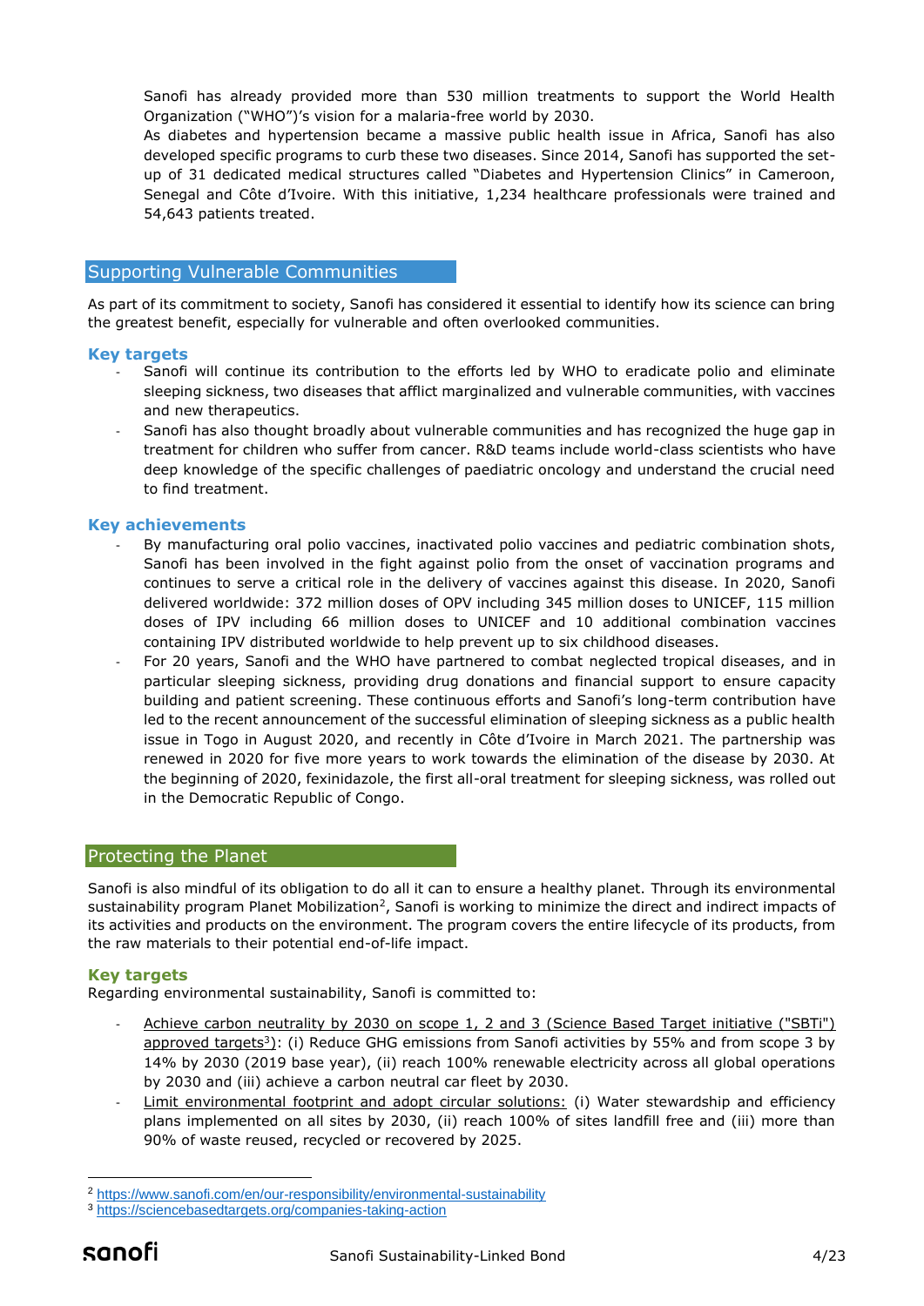Sanofi has already provided more than 530 million treatments to support the World Health Organization ("WHO")'s vision for a malaria-free world by 2030.

As diabetes and hypertension became a massive public health issue in Africa, Sanofi has also developed specific programs to curb these two diseases. Since 2014, Sanofi has supported the set-up of 31 dedicated medical structures called "Diabetes and Hypertension Clinics" in Cameroon, Senegal and Côte d'Ivoire. With this initiative, 1,234 healthcare professionals were trained and 54,643 patients treated.

## Supporting Vulnerable Communities

As part of its commitment to society, Sanofi has considered it essential to identify how its science can bring the greatest benefit, especially for vulnerable and often overlooked communities.

### Key targets

- Sanofi will continue its contribution to the efforts led by WHO to eradicate polio and eliminate sleeping sickness, two diseases that afflict marginalized and vulnerable communities, with vaccines and new therapeutics.
- Sanofi has also thought broadly about vulnerable communities and has recognized the huge gap in treatment for children who suffer from cancer. R&D teams include world-class scientists who have deep knowledge of the specific challenges of paediatric oncology and understand the crucial need to find treatment.

### Key achievements

- By manufacturing oral polio vaccines, inactivated polio vaccines and pediatric combination shots, Sanofi has been involved in the fight against polio from the onset of vaccination programs and continues to serve a critical role in the delivery of vaccines against this disease. In 2020, Sanofi delivered worldwide: 372 million doses of OPV including 345 million doses to UNICEF, 115 million doses of IPV including 66 million doses to UNICEF and 10 additional combination vaccines containing IPV distributed worldwide to help prevent up to six childhood diseases.
- For 20 years, Sanofi and the WHO have partnered to combat neglected tropical diseases, and in particular sleeping sickness, providing drug donations and financial support to ensure capacity building and patient screening. These continuous efforts and Sanofi's long-term contribution have led to the recent announcement of the successful elimination of sleeping sickness as a public health issue in Togo in August 2020, and recently in Côte d'Ivoire in March 2021. The partnership was renewed in 2020 for five more years to work towards the elimination of the disease by 2030. At the beginning of 2020, fexinidazole, the first all-oral treatment for sleeping sickness, was rolled out in the Democratic Republic of Congo.

## Protecting the Planet

Sanofi is also mindful of its obligation to do all it can to ensure a healthy planet. Through its environmental sustainability program Planet Mobilization[2], Sanofi is working to minimize the direct and indirect impacts of its activities and products on the environment. The program covers the entire lifecycle of its products, from the raw materials to their potential end-of-life impact.

### Key targets

Regarding environmental sustainability, Sanofi is committed to:

- Achieve carbon neutrality by 2030 on scope 1, 2 and 3 (Science Based Target initiative ("SBTi") approved targets[3]): (i) Reduce GHG emissions from Sanofi activities by 55% and from scope 3 by 14% by 2030 (2019 base year), (ii) reach 100% renewable electricity across all global operations by 2030 and (iii) achieve a carbon neutral car fleet by 2030.
- Limit environmental footprint and adopt circular solutions: (i) Water stewardship and efficiency plans implemented on all sites by 2030, (ii) reach 100% of sites landfill free and (iii) more than 90% of waste reused, recycled or recovered by 2025.

---

[2] https://www.sanofi.com/en/our-responsibility/environmental-sustainability

[3] https://sciencebasedtargets.org/companies-taking-action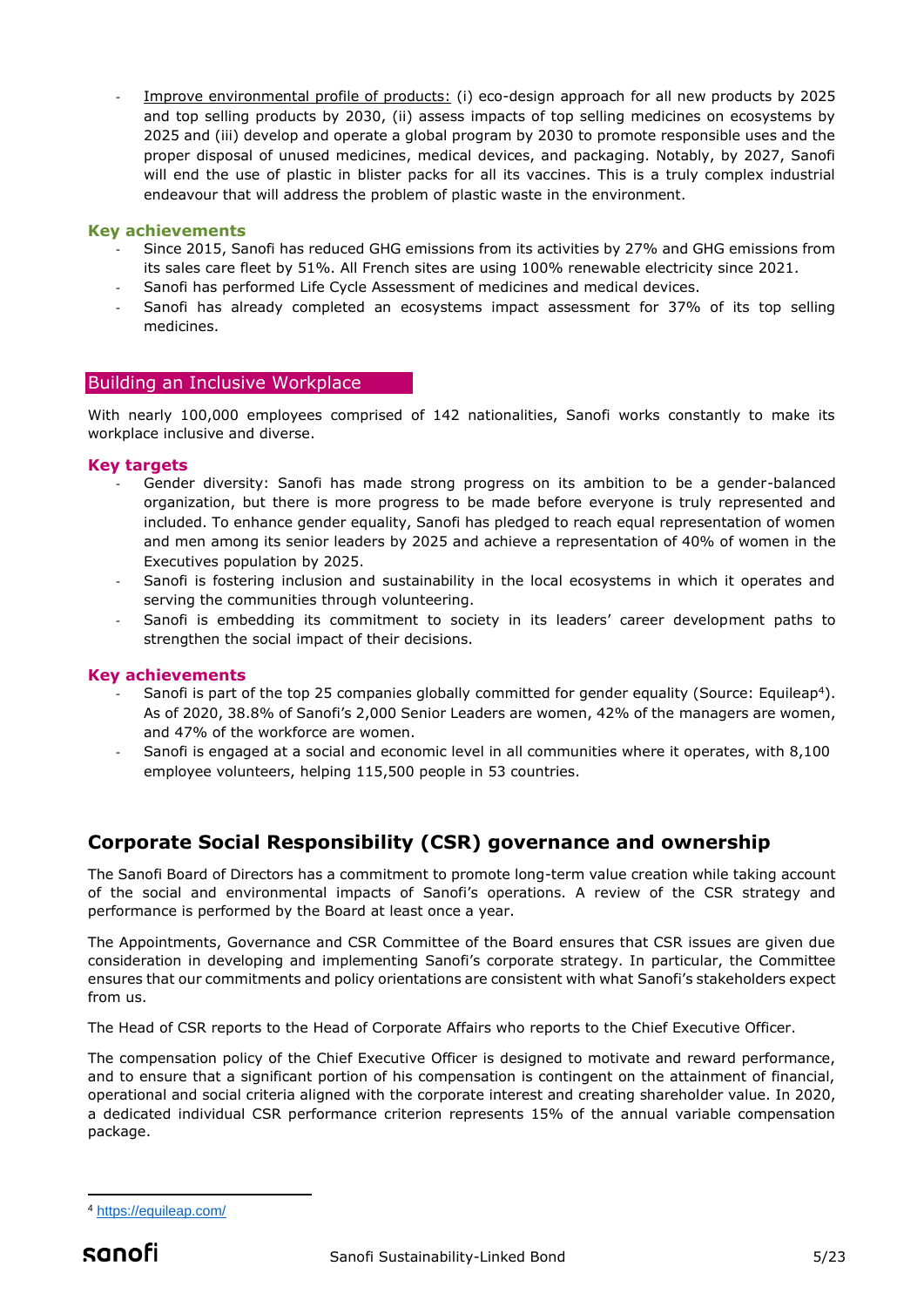- Improve environmental profile of products: (i) eco-design approach for all new products by 2025 and top selling products by 2030, (ii) assess impacts of top selling medicines on ecosystems by 2025 and (iii) develop and operate a global program by 2030 to promote responsible uses and the proper disposal of unused medicines, medical devices, and packaging. Notably, by 2027, Sanofi will end the use of plastic in blister packs for all its vaccines. This is a truly complex industrial endeavour that will address the problem of plastic waste in the environment.

### Key achievements

- Since 2015, Sanofi has reduced GHG emissions from its activities by 27% and GHG emissions from its sales care fleet by 51%. All French sites are using 100% renewable electricity since 2021.
- Sanofi has performed Life Cycle Assessment of medicines and medical devices.
- Sanofi has already completed an ecosystems impact assessment for 37% of its top selling medicines.

## Building an Inclusive Workplace

With nearly 100,000 employees comprised of 142 nationalities, Sanofi works constantly to make its workplace inclusive and diverse.

### Key targets

- Gender diversity: Sanofi has made strong progress on its ambition to be a gender-balanced organization, but there is more progress to be made before everyone is truly represented and included. To enhance gender equality, Sanofi has pledged to reach equal representation of women and men among its senior leaders by 2025 and achieve a representation of 40% of women in the Executives population by 2025.
- Sanofi is fostering inclusion and sustainability in the local ecosystems in which it operates and serving the communities through volunteering.
- Sanofi is embedding its commitment to society in its leaders' career development paths to strengthen the social impact of their decisions.

### Key achievements

- Sanofi is part of the top 25 companies globally committed for gender equality (Source: Equileap[4]). As of 2020, 38.8% of Sanofi's 2,000 Senior Leaders are women, 42% of the managers are women, and 47% of the workforce are women.
- Sanofi is engaged at a social and economic level in all communities where it operates, with 8,100 employee volunteers, helping 115,500 people in 53 countries.

## Corporate Social Responsibility (CSR) governance and ownership

The Sanofi Board of Directors has a commitment to promote long-term value creation while taking account of the social and environmental impacts of Sanofi's operations. A review of the CSR strategy and performance is performed by the Board at least once a year.

The Appointments, Governance and CSR Committee of the Board ensures that CSR issues are given due consideration in developing and implementing Sanofi's corporate strategy. In particular, the Committee ensures that our commitments and policy orientations are consistent with what Sanofi's stakeholders expect from us.

The Head of CSR reports to the Head of Corporate Affairs who reports to the Chief Executive Officer.

The compensation policy of the Chief Executive Officer is designed to motivate and reward performance, and to ensure that a significant portion of his compensation is contingent on the attainment of financial, operational and social criteria aligned with the corporate interest and creating shareholder value. In 2020, a dedicated individual CSR performance criterion represents 15% of the annual variable compensation package.

[4] https://equileap.com/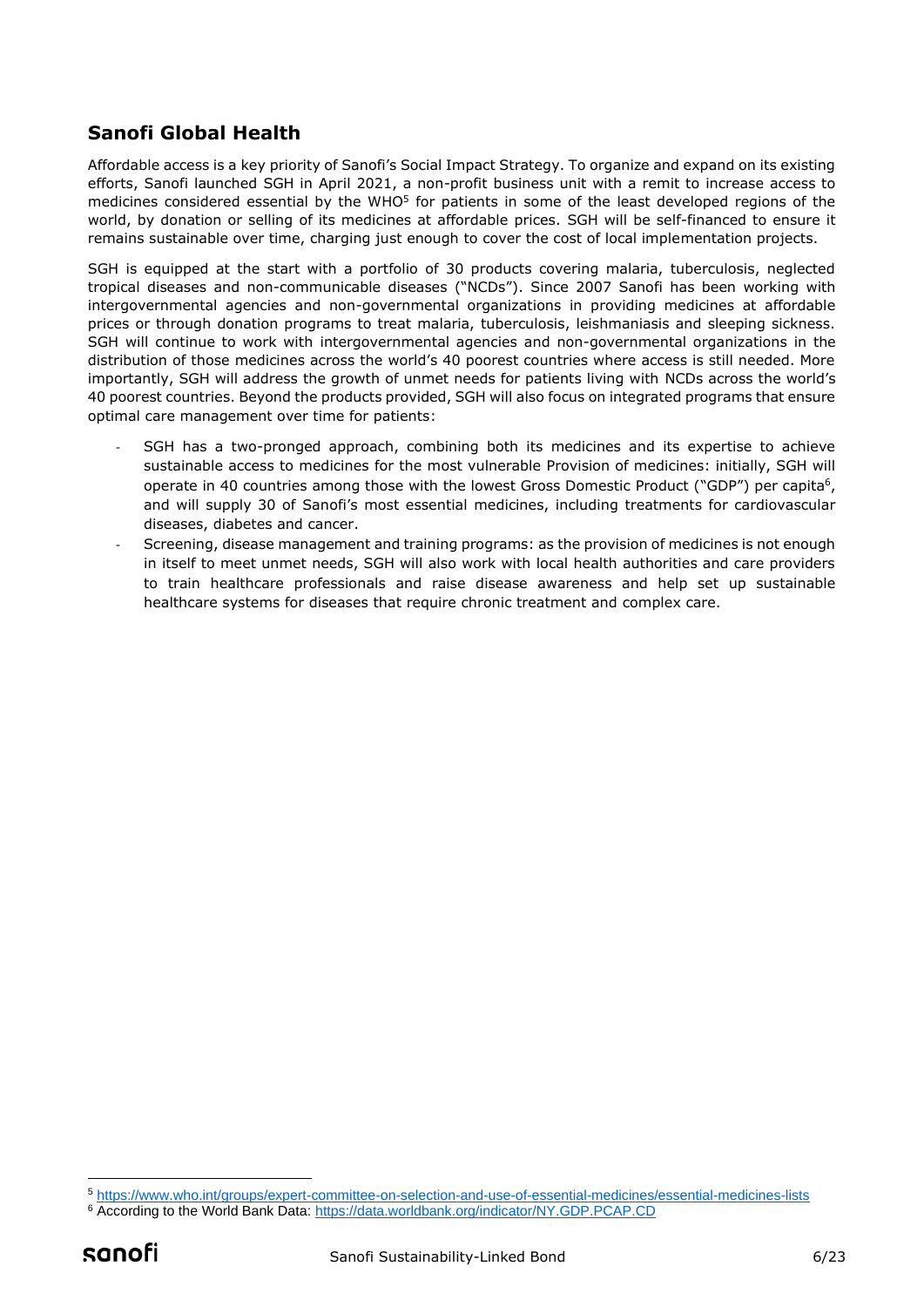## Sanofi Global Health

Affordable access is a key priority of Sanofi's Social Impact Strategy. To organize and expand on its existing efforts, Sanofi launched SGH in April 2021, a non-profit business unit with a remit to increase access to medicines considered essential by the WHO[5] for patients in some of the least developed regions of the world, by donation or selling of its medicines at affordable prices. SGH will be self-financed to ensure it remains sustainable over time, charging just enough to cover the cost of local implementation projects.

SGH is equipped at the start with a portfolio of 30 products covering malaria, tuberculosis, neglected tropical diseases and non-communicable diseases ("NCDs"). Since 2007 Sanofi has been working with intergovernmental agencies and non-governmental organizations in providing medicines at affordable prices or through donation programs to treat malaria, tuberculosis, leishmaniasis and sleeping sickness. SGH will continue to work with intergovernmental agencies and non-governmental organizations in the distribution of those medicines across the world's 40 poorest countries where access is still needed. More importantly, SGH will address the growth of unmet needs for patients living with NCDs across the world's 40 poorest countries. Beyond the products provided, SGH will also focus on integrated programs that ensure optimal care management over time for patients:

- SGH has a two-pronged approach, combining both its medicines and its expertise to achieve sustainable access to medicines for the most vulnerable Provision of medicines: initially, SGH will operate in 40 countries among those with the lowest Gross Domestic Product ("GDP") per capita[6], and will supply 30 of Sanofi's most essential medicines, including treatments for cardiovascular diseases, diabetes and cancer.
- Screening, disease management and training programs: as the provision of medicines is not enough in itself to meet unmet needs, SGH will also work with local health authorities and care providers to train healthcare professionals and raise disease awareness and help set up sustainable healthcare systems for diseases that require chronic treatment and complex care.

[5] https://www.who.int/groups/expert-committee-on-selection-and-use-of-essential-medicines/essential-medicines-lists

[6] According to the World Bank Data: https://data.worldbank.org/indicator/NY.GDP.PCAP.CD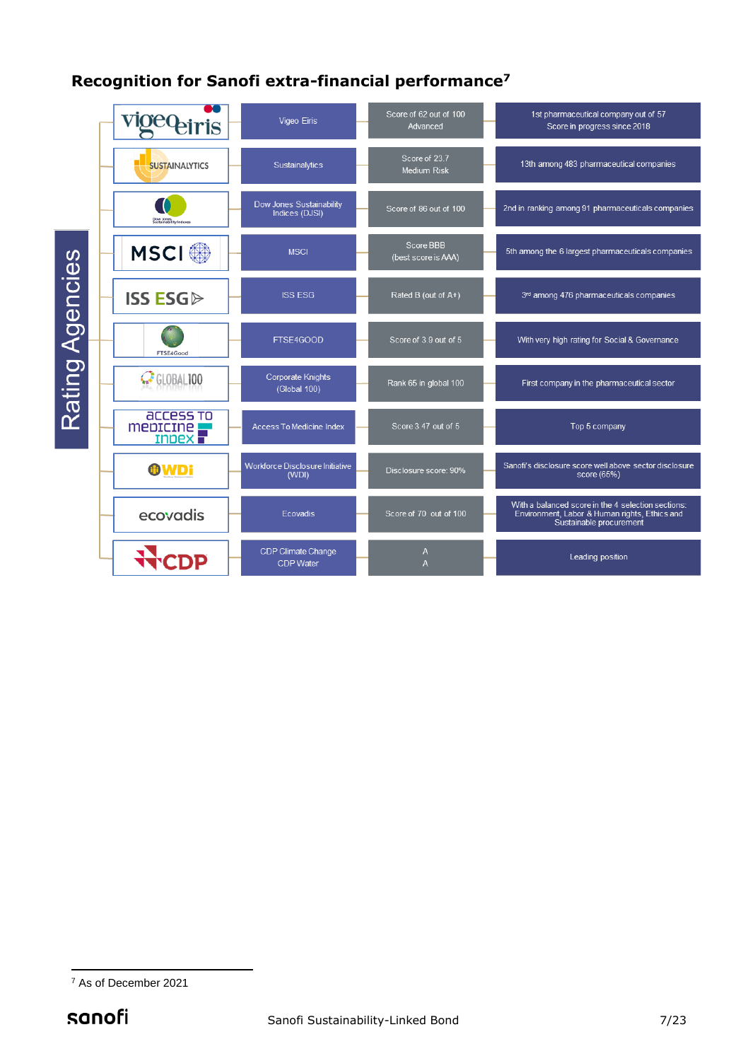## Recognition for Sanofi extra-financial performance[7]

**Rating Agencies**

| Rating Agency | Name | Score | Ranking |
|---|---|---|---|
| Vigeo Eiris | Vigeo Eiris | Score of 62 out of 100 Advanced | 1st pharmaceutical company out of 57 Score in progress since 2018 |
| Sustainalytics | Sustainalytics | Score of 23.7 Medium Risk | 13th among 483 pharmaceutical companies |
| Dow Jones Sustainability Indices | Dow Jones Sustainability Indices (DJSI) | Score of 86 out of 100 | 2nd in ranking among 91 pharmaceuticals companies |
| MSCI | MSCI | Score BBB (best score is AAA) | 5th among the 6 largest pharmaceuticals companies |
| ISS ESG | ISS ESG | Rated B (out of A+) | 3rd among 476 pharmaceuticals companies |
| FTSE4Good | FTSE4GOOD | Score of 3.9 out of 5 | With very high rating for Social & Governance |
| Global 100 | Corporate Knights (Global 100) | Rank 65 in global 100 | First company in the pharmaceutical sector |
| Access to Medicine Index | Access To Medicine Index | Score 3.47 out of 5 | Top 5 company |
| WDi | Workforce Disclosure Initiative (WDI) | Disclosure score: 90% | Sanofi's disclosure score well above sector disclosure score (65%) |
| ecovadis | Ecovadis | Score of 70 out of 100 | With a balanced score in the 4 selection sections: Environment, Labor & Human rights, Ethics and Sustainable procurement |
| CDP | CDP Climate Change<br>CDP Water | A<br>A | Leading position |

[7] As of December 2021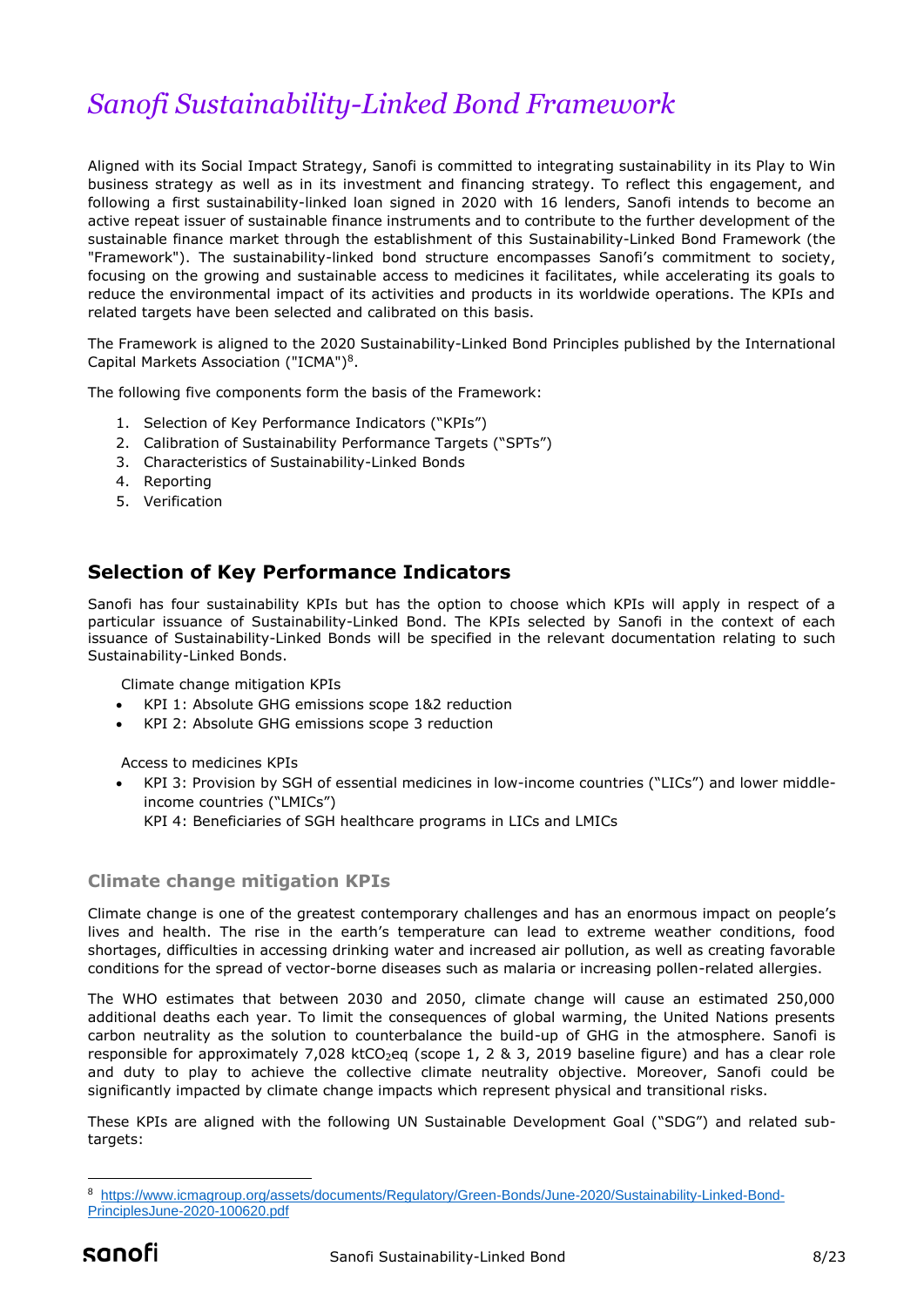# *Sanofi Sustainability-Linked Bond Framework*

Aligned with its Social Impact Strategy, Sanofi is committed to integrating sustainability in its Play to Win business strategy as well as in its investment and financing strategy. To reflect this engagement, and following a first sustainability-linked loan signed in 2020 with 16 lenders, Sanofi intends to become an active repeat issuer of sustainable finance instruments and to contribute to the further development of the sustainable finance market through the establishment of this Sustainability-Linked Bond Framework (the "Framework"). The sustainability-linked bond structure encompasses Sanofi's commitment to society, focusing on the growing and sustainable access to medicines it facilitates, while accelerating its goals to reduce the environmental impact of its activities and products in its worldwide operations. The KPIs and related targets have been selected and calibrated on this basis.

The Framework is aligned to the 2020 Sustainability-Linked Bond Principles published by the International Capital Markets Association ("ICMA")[8].

The following five components form the basis of the Framework:

1. Selection of Key Performance Indicators ("KPIs")
2. Calibration of Sustainability Performance Targets ("SPTs")
3. Characteristics of Sustainability-Linked Bonds
4. Reporting
5. Verification

## Selection of Key Performance Indicators

Sanofi has four sustainability KPIs but has the option to choose which KPIs will apply in respect of a particular issuance of Sustainability-Linked Bond. The KPIs selected by Sanofi in the context of each issuance of Sustainability-Linked Bonds will be specified in the relevant documentation relating to such Sustainability-Linked Bonds.

Climate change mitigation KPIs

- KPI 1: Absolute GHG emissions scope 1&2 reduction
- KPI 2: Absolute GHG emissions scope 3 reduction

Access to medicines KPIs

- KPI 3: Provision by SGH of essential medicines in low-income countries ("LICs") and lower middle-income countries ("LMICs")
  KPI 4: Beneficiaries of SGH healthcare programs in LICs and LMICs

### Climate change mitigation KPIs

Climate change is one of the greatest contemporary challenges and has an enormous impact on people's lives and health. The rise in the earth's temperature can lead to extreme weather conditions, food shortages, difficulties in accessing drinking water and increased air pollution, as well as creating favorable conditions for the spread of vector-borne diseases such as malaria or increasing pollen-related allergies.

The WHO estimates that between 2030 and 2050, climate change will cause an estimated 250,000 additional deaths each year. To limit the consequences of global warming, the United Nations presents carbon neutrality as the solution to counterbalance the build-up of GHG in the atmosphere. Sanofi is responsible for approximately 7,028 kt$CO_2$eq (scope 1, 2 & 3, 2019 baseline figure) and has a clear role and duty to play to achieve the collective climate neutrality objective. Moreover, Sanofi could be significantly impacted by climate change impacts which represent physical and transitional risks.

These KPIs are aligned with the following UN Sustainable Development Goal ("SDG") and related sub-targets:

---

[8] https://www.icmagroup.org/assets/documents/Regulatory/Green-Bonds/June-2020/Sustainability-Linked-Bond-PrinciplesJune-2020-100620.pdf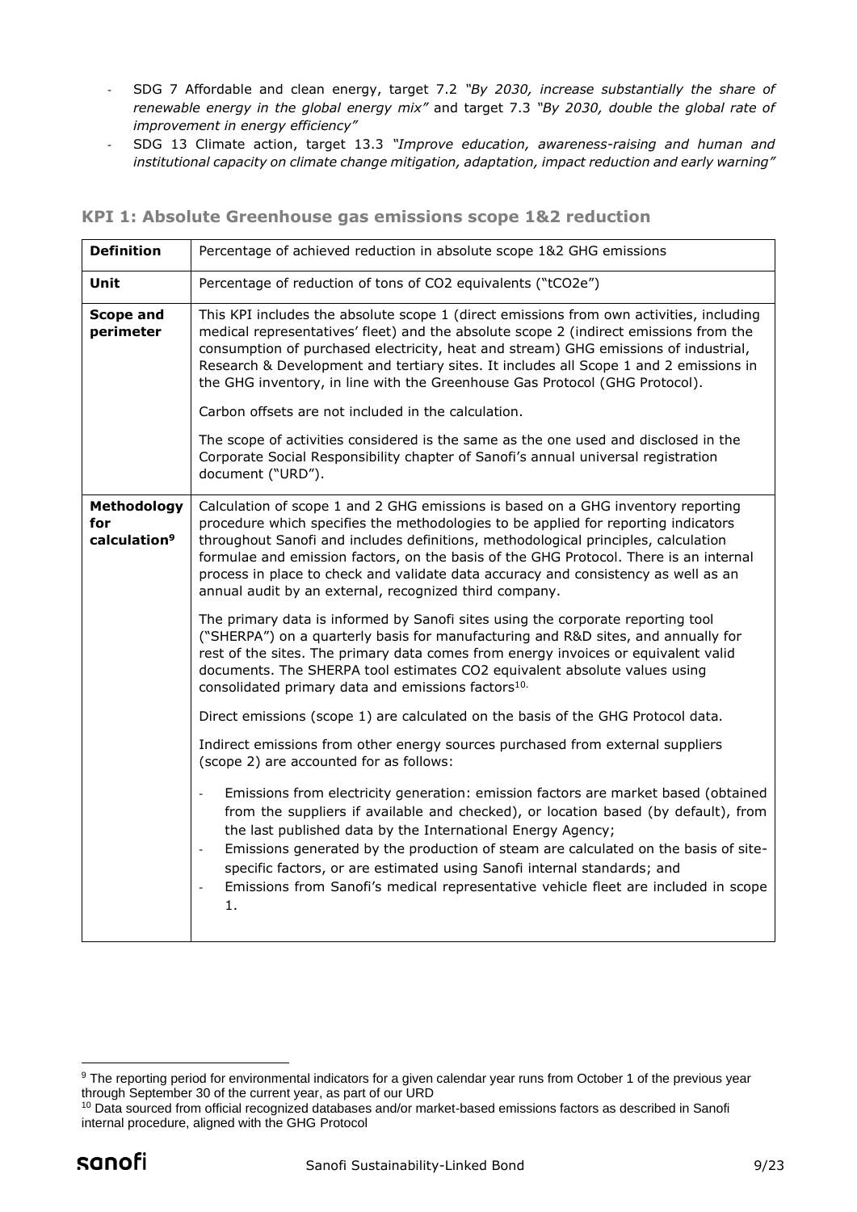- SDG 7 Affordable and clean energy, target 7.2 *"By 2030, increase substantially the share of renewable energy in the global energy mix"* and target 7.3 *"By 2030, double the global rate of improvement in energy efficiency"*
- SDG 13 Climate action, target 13.3 *"Improve education, awareness-raising and human and institutional capacity on climate change mitigation, adaptation, impact reduction and early warning"*

### KPI 1: Absolute Greenhouse gas emissions scope 1&2 reduction

| **Definition** | Percentage of achieved reduction in absolute scope 1&2 GHG emissions |
|---|---|
| **Unit** | Percentage of reduction of tons of CO2 equivalents ("tCO2e") |
| **Scope and perimeter** | This KPI includes the absolute scope 1 (direct emissions from own activities, including medical representatives' fleet) and the absolute scope 2 (indirect emissions from the consumption of purchased electricity, heat and stream) GHG emissions of industrial, Research & Development and tertiary sites. It includes all Scope 1 and 2 emissions in the GHG inventory, in line with the Greenhouse Gas Protocol (GHG Protocol).<br><br>Carbon offsets are not included in the calculation.<br><br>The scope of activities considered is the same as the one used and disclosed in the Corporate Social Responsibility chapter of Sanofi's annual universal registration document ("URD"). |
| **Methodology for calculation**[9] | Calculation of scope 1 and 2 GHG emissions is based on a GHG inventory reporting procedure which specifies the methodologies to be applied for reporting indicators throughout Sanofi and includes definitions, methodological principles, calculation formulae and emission factors, on the basis of the GHG Protocol. There is an internal process in place to check and validate data accuracy and consistency as well as an annual audit by an external, recognized third company.<br><br>The primary data is informed by Sanofi sites using the corporate reporting tool ("SHERPA") on a quarterly basis for manufacturing and R&D sites, and annually for rest of the sites. The primary data comes from energy invoices or equivalent valid documents. The SHERPA tool estimates CO2 equivalent absolute values using consolidated primary data and emissions factors[10].<br><br>Direct emissions (scope 1) are calculated on the basis of the GHG Protocol data.<br><br>Indirect emissions from other energy sources purchased from external suppliers (scope 2) are accounted for as follows:<br><br>- Emissions from electricity generation: emission factors are market based (obtained from the suppliers if available and checked), or location based (by default), from the last published data by the International Energy Agency;<br>- Emissions generated by the production of steam are calculated on the basis of site-specific factors, or are estimated using Sanofi internal standards; and<br>- Emissions from Sanofi's medical representative vehicle fleet are included in scope 1. |

[9] The reporting period for environmental indicators for a given calendar year runs from October 1 of the previous year through September 30 of the current year, as part of our URD

[10] Data sourced from official recognized databases and/or market-based emissions factors as described in Sanofi internal procedure, aligned with the GHG Protocol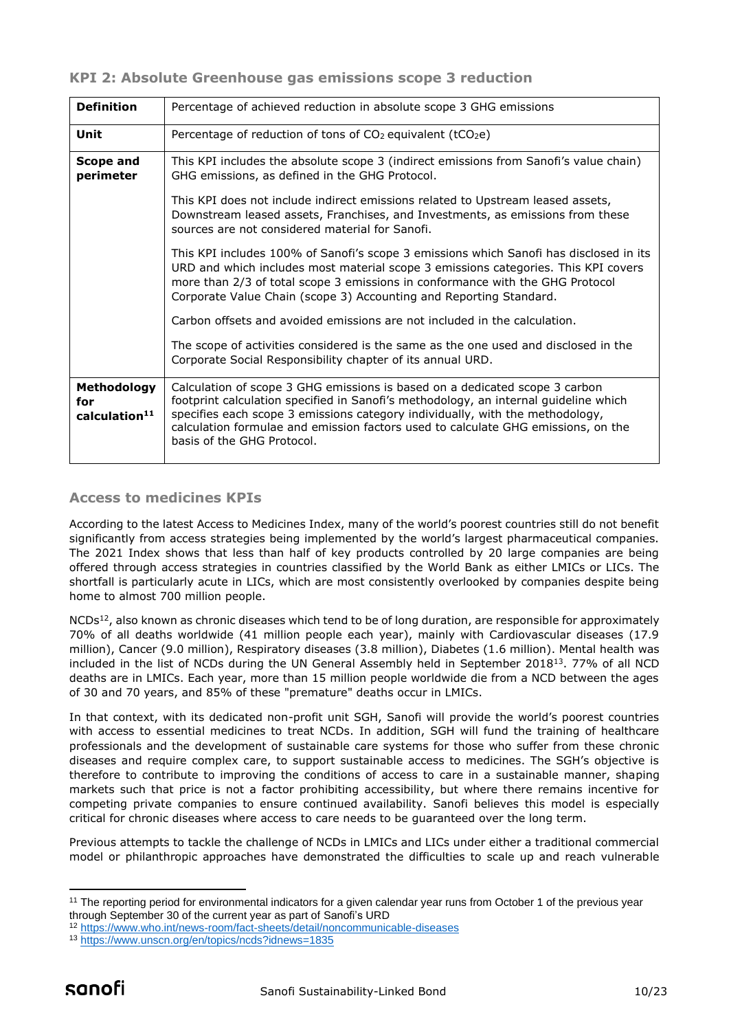### KPI 2: Absolute Greenhouse gas emissions scope 3 reduction

| | |
|---|---|
| **Definition** | Percentage of achieved reduction in absolute scope 3 GHG emissions |
| **Unit** | Percentage of reduction of tons of $CO_2$ equivalent ($tCO_2e$) |
| **Scope and perimeter** | This KPI includes the absolute scope 3 (indirect emissions from Sanofi's value chain) GHG emissions, as defined in the GHG Protocol.<br><br>This KPI does not include indirect emissions related to Upstream leased assets, Downstream leased assets, Franchises, and Investments, as emissions from these sources are not considered material for Sanofi.<br><br>This KPI includes 100% of Sanofi's scope 3 emissions which Sanofi has disclosed in its URD and which includes most material scope 3 emissions categories. This KPI covers more than 2/3 of total scope 3 emissions in conformance with the GHG Protocol Corporate Value Chain (scope 3) Accounting and Reporting Standard.<br><br>Carbon offsets and avoided emissions are not included in the calculation.<br><br>The scope of activities considered is the same as the one used and disclosed in the Corporate Social Responsibility chapter of its annual URD. |
| **Methodology for calculation**[11] | Calculation of scope 3 GHG emissions is based on a dedicated scope 3 carbon footprint calculation specified in Sanofi's methodology, an internal guideline which specifies each scope 3 emissions category individually, with the methodology, calculation formulae and emission factors used to calculate GHG emissions, on the basis of the GHG Protocol. |

### Access to medicines KPIs

According to the latest Access to Medicines Index, many of the world's poorest countries still do not benefit significantly from access strategies being implemented by the world's largest pharmaceutical companies. The 2021 Index shows that less than half of key products controlled by 20 large companies are being offered through access strategies in countries classified by the World Bank as either LMICs or LICs. The shortfall is particularly acute in LICs, which are most consistently overlooked by companies despite being home to almost 700 million people.

NCDs[12], also known as chronic diseases which tend to be of long duration, are responsible for approximately 70% of all deaths worldwide (41 million people each year), mainly with Cardiovascular diseases (17.9 million), Cancer (9.0 million), Respiratory diseases (3.8 million), Diabetes (1.6 million). Mental health was included in the list of NCDs during the UN General Assembly held in September 2018[13]. 77% of all NCD deaths are in LMICs. Each year, more than 15 million people worldwide die from a NCD between the ages of 30 and 70 years, and 85% of these "premature" deaths occur in LMICs.

In that context, with its dedicated non-profit unit SGH, Sanofi will provide the world's poorest countries with access to essential medicines to treat NCDs. In addition, SGH will fund the training of healthcare professionals and the development of sustainable care systems for those who suffer from these chronic diseases and require complex care, to support sustainable access to medicines. The SGH's objective is therefore to contribute to improving the conditions of access to care in a sustainable manner, shaping markets such that price is not a factor prohibiting accessibility, but where there remains incentive for competing private companies to ensure continued availability. Sanofi believes this model is especially critical for chronic diseases where access to care needs to be guaranteed over the long term.

Previous attempts to tackle the challenge of NCDs in LMICs and LICs under either a traditional commercial model or philanthropic approaches have demonstrated the difficulties to scale up and reach vulnerable

[11] The reporting period for environmental indicators for a given calendar year runs from October 1 of the previous year through September 30 of the current year as part of Sanofi's URD

[12] https://www.who.int/news-room/fact-sheets/detail/noncommunicable-diseases

[13] https://www.unscn.org/en/topics/ncds?idnews=1835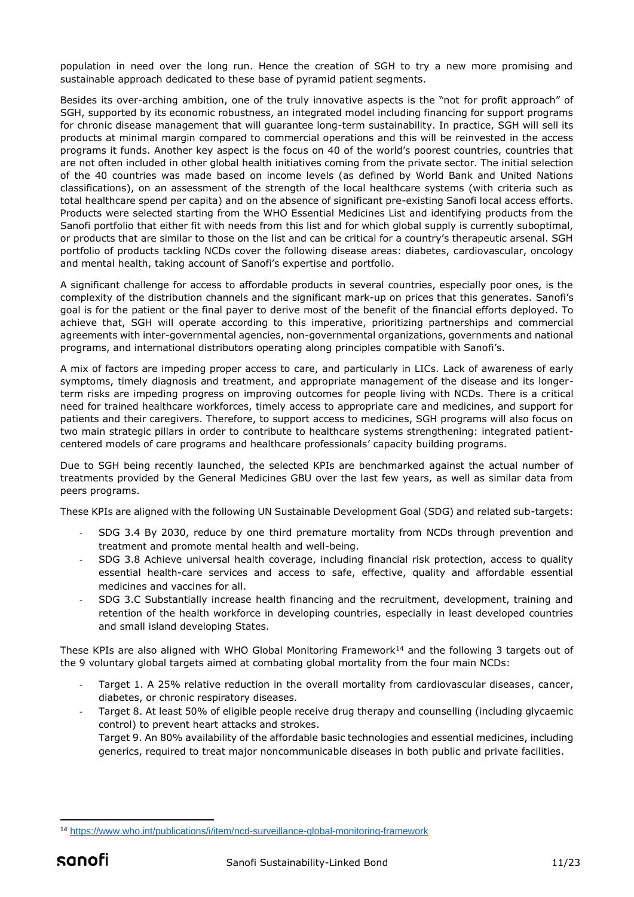population in need over the long run. Hence the creation of SGH to try a new more promising and sustainable approach dedicated to these base of pyramid patient segments.

Besides its over-arching ambition, one of the truly innovative aspects is the "not for profit approach" of SGH, supported by its economic robustness, an integrated model including financing for support programs for chronic disease management that will guarantee long-term sustainability. In practice, SGH will sell its products at minimal margin compared to commercial operations and this will be reinvested in the access programs it funds. Another key aspect is the focus on 40 of the world's poorest countries, countries that are not often included in other global health initiatives coming from the private sector. The initial selection of the 40 countries was made based on income levels (as defined by World Bank and United Nations classifications), on an assessment of the strength of the local healthcare systems (with criteria such as total healthcare spend per capita) and on the absence of significant pre-existing Sanofi local access efforts. Products were selected starting from the WHO Essential Medicines List and identifying products from the Sanofi portfolio that either fit with needs from this list and for which global supply is currently suboptimal, or products that are similar to those on the list and can be critical for a country's therapeutic arsenal. SGH portfolio of products tackling NCDs cover the following disease areas: diabetes, cardiovascular, oncology and mental health, taking account of Sanofi's expertise and portfolio.

A significant challenge for access to affordable products in several countries, especially poor ones, is the complexity of the distribution channels and the significant mark-up on prices that this generates. Sanofi's goal is for the patient or the final payer to derive most of the benefit of the financial efforts deployed. To achieve that, SGH will operate according to this imperative, prioritizing partnerships and commercial agreements with inter-governmental agencies, non-governmental organizations, governments and national programs, and international distributors operating along principles compatible with Sanofi's.

A mix of factors are impeding proper access to care, and particularly in LICs. Lack of awareness of early symptoms, timely diagnosis and treatment, and appropriate management of the disease and its longer-term risks are impeding progress on improving outcomes for people living with NCDs. There is a critical need for trained healthcare workforces, timely access to appropriate care and medicines, and support for patients and their caregivers. Therefore, to support access to medicines, SGH programs will also focus on two main strategic pillars in order to contribute to healthcare systems strengthening: integrated patient-centered models of care programs and healthcare professionals' capacity building programs.

Due to SGH being recently launched, the selected KPIs are benchmarked against the actual number of treatments provided by the General Medicines GBU over the last few years, as well as similar data from peers programs.

These KPIs are aligned with the following UN Sustainable Development Goal (SDG) and related sub-targets:

- SDG 3.4 By 2030, reduce by one third premature mortality from NCDs through prevention and treatment and promote mental health and well-being.
- SDG 3.8 Achieve universal health coverage, including financial risk protection, access to quality essential health-care services and access to safe, effective, quality and affordable essential medicines and vaccines for all.
- SDG 3.C Substantially increase health financing and the recruitment, development, training and retention of the health workforce in developing countries, especially in least developed countries and small island developing States.

These KPIs are also aligned with WHO Global Monitoring Framework[14] and the following 3 targets out of the 9 voluntary global targets aimed at combating global mortality from the four main NCDs:

- Target 1. A 25% relative reduction in the overall mortality from cardiovascular diseases, cancer, diabetes, or chronic respiratory diseases.
- Target 8. At least 50% of eligible people receive drug therapy and counselling (including glycaemic control) to prevent heart attacks and strokes.
  Target 9. An 80% availability of the affordable basic technologies and essential medicines, including generics, required to treat major noncommunicable diseases in both public and private facilities.

[14] https://www.who.int/publications/i/item/ncd-surveillance-global-monitoring-framework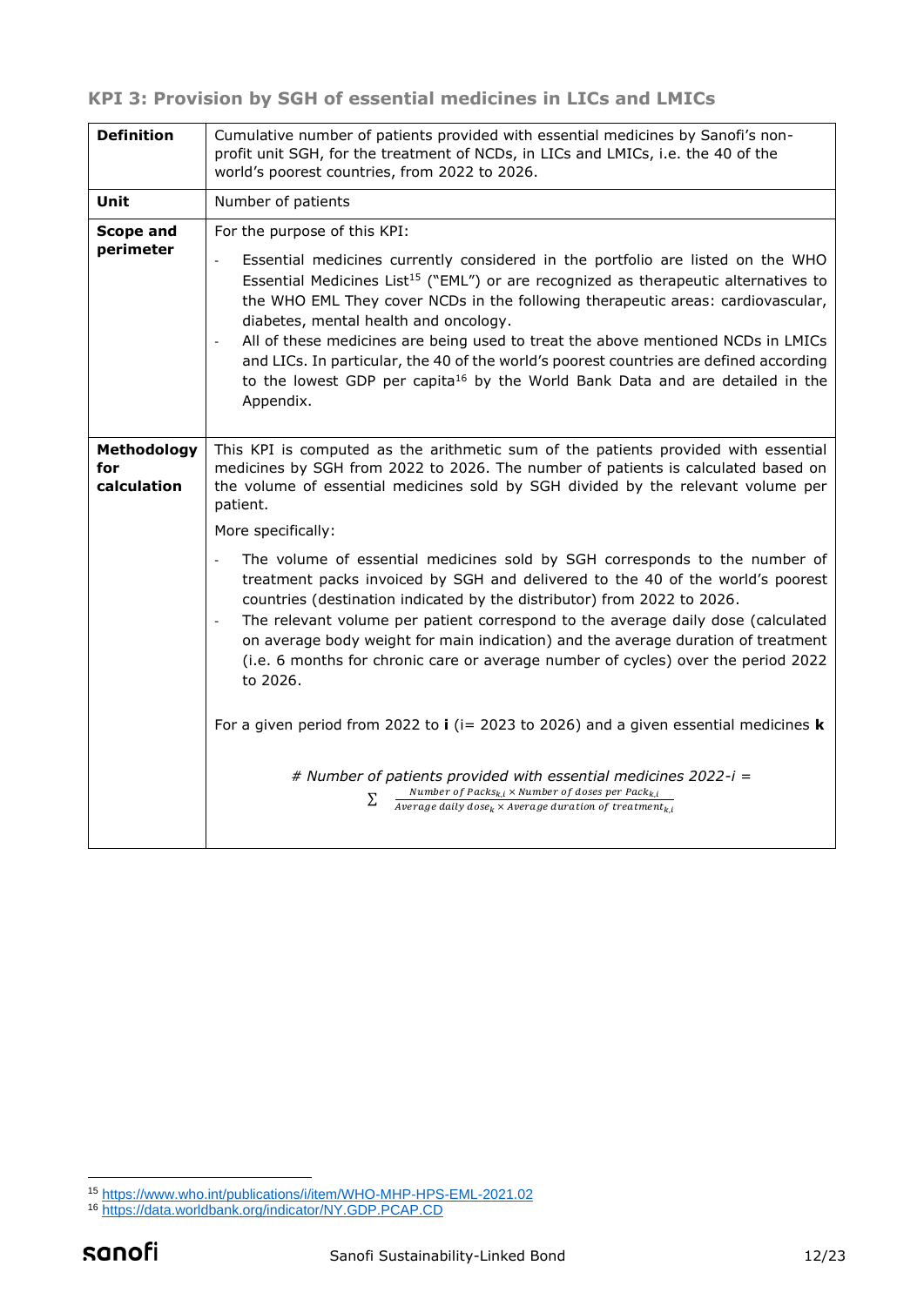### KPI 3: Provision by SGH of essential medicines in LICs and LMICs

| | |
|---|---|
| **Definition** | Cumulative number of patients provided with essential medicines by Sanofi's non-profit unit SGH, for the treatment of NCDs, in LICs and LMICs, i.e. the 40 of the world's poorest countries, from 2022 to 2026. |
| **Unit** | Number of patients |
| **Scope and perimeter** | For the purpose of this KPI:<br>- Essential medicines currently considered in the portfolio are listed on the WHO Essential Medicines List[15] ("EML") or are recognized as therapeutic alternatives to the WHO EML They cover NCDs in the following therapeutic areas: cardiovascular, diabetes, mental health and oncology.<br>- All of these medicines are being used to treat the above mentioned NCDs in LMICs and LICs. In particular, the 40 of the world's poorest countries are defined according to the lowest GDP per capita[16] by the World Bank Data and are detailed in the Appendix. |
| **Methodology for calculation** | This KPI is computed as the arithmetic sum of the patients provided with essential medicines by SGH from 2022 to 2026. The number of patients is calculated based on the volume of essential medicines sold by SGH divided by the relevant volume per patient.<br>More specifically:<br>- The volume of essential medicines sold by SGH corresponds to the number of treatment packs invoiced by SGH and delivered to the 40 of the world's poorest countries (destination indicated by the distributor) from 2022 to 2026.<br>- The relevant volume per patient correspond to the average daily dose (calculated on average body weight for main indication) and the average duration of treatment (i.e. 6 months for chronic care or average number of cycles) over the period 2022 to 2026.<br>For a given period from 2022 to **i** (i= 2023 to 2026) and a given essential medicines **k**<br>*# Number of patients provided with essential medicines 2022-i =* $\sum \frac{Number\ of\ Packs_{k,i} \times Number\ of\ doses\ per\ Pack_{k,i}}{Average\ daily\ dose_{k} \times Average\ duration\ of\ treatment_{k,i}}$ |

[15] https://www.who.int/publications/i/item/WHO-MHP-HPS-EML-2021.02

[16] https://data.worldbank.org/indicator/NY.GDP.PCAP.CD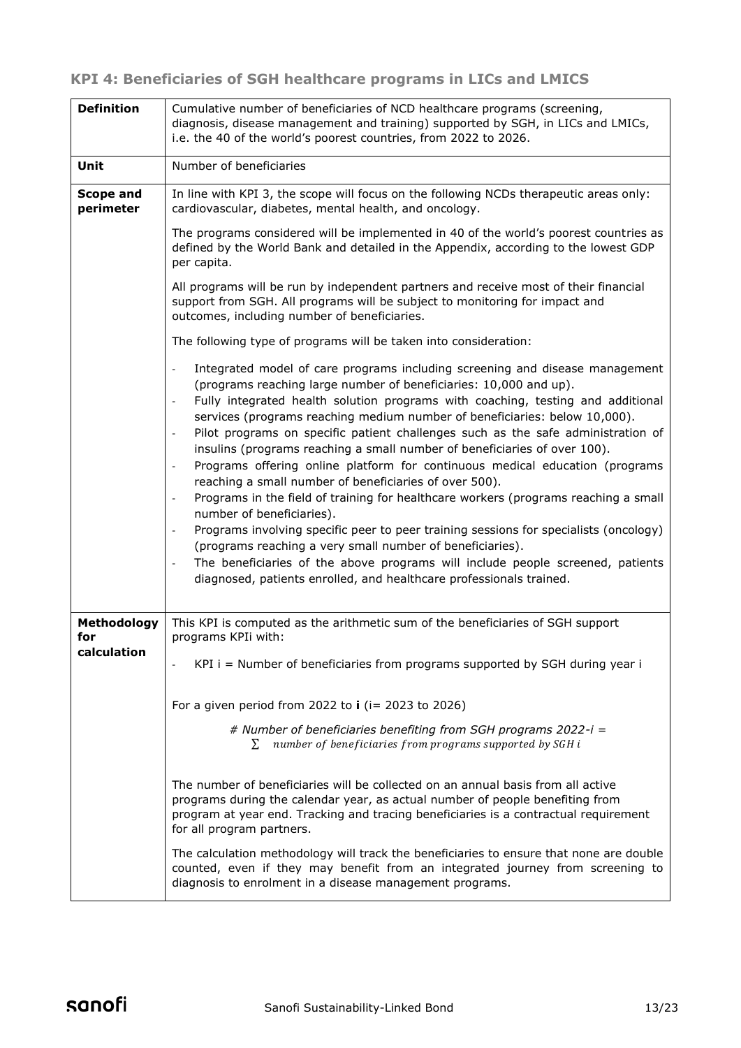## KPI 4: Beneficiaries of SGH healthcare programs in LICs and LMICS

| | |
|---|---|
| **Definition** | Cumulative number of beneficiaries of NCD healthcare programs (screening, diagnosis, disease management and training) supported by SGH, in LICs and LMICs, i.e. the 40 of the world's poorest countries, from 2022 to 2026. |
| **Unit** | Number of beneficiaries |
| **Scope and perimeter** | In line with KPI 3, the scope will focus on the following NCDs therapeutic areas only: cardiovascular, diabetes, mental health, and oncology.<br><br>The programs considered will be implemented in 40 of the world's poorest countries as defined by the World Bank and detailed in the Appendix, according to the lowest GDP per capita.<br><br>All programs will be run by independent partners and receive most of their financial support from SGH. All programs will be subject to monitoring for impact and outcomes, including number of beneficiaries.<br><br>The following type of programs will be taken into consideration:<br><br>- Integrated model of care programs including screening and disease management (programs reaching large number of beneficiaries: 10,000 and up).<br>- Fully integrated health solution programs with coaching, testing and additional services (programs reaching medium number of beneficiaries: below 10,000).<br>- Pilot programs on specific patient challenges such as the safe administration of insulins (programs reaching a small number of beneficiaries of over 100).<br>- Programs offering online platform for continuous medical education (programs reaching a small number of beneficiaries of over 500).<br>- Programs in the field of training for healthcare workers (programs reaching a small number of beneficiaries).<br>- Programs involving specific peer to peer training sessions for specialists (oncology) (programs reaching a very small number of beneficiaries).<br>- The beneficiaries of the above programs will include people screened, patients diagnosed, patients enrolled, and healthcare professionals trained. |
| **Methodology for calculation** | This KPI is computed as the arithmetic sum of the beneficiaries of SGH support programs KPIi with:<br><br>- KPI i = Number of beneficiaries from programs supported by SGH during year i<br><br>For a given period from 2022 to **i** (i= 2023 to 2026)<br><br>*# Number of beneficiaries benefiting from SGH programs 2022-i =* $\sum$ *number of beneficiaries from programs supported by SGH i*<br><br>The number of beneficiaries will be collected on an annual basis from all active programs during the calendar year, as actual number of people benefiting from program at year end. Tracking and tracing beneficiaries is a contractual requirement for all program partners.<br><br>The calculation methodology will track the beneficiaries to ensure that none are double counted, even if they may benefit from an integrated journey from screening to diagnosis to enrolment in a disease management programs. |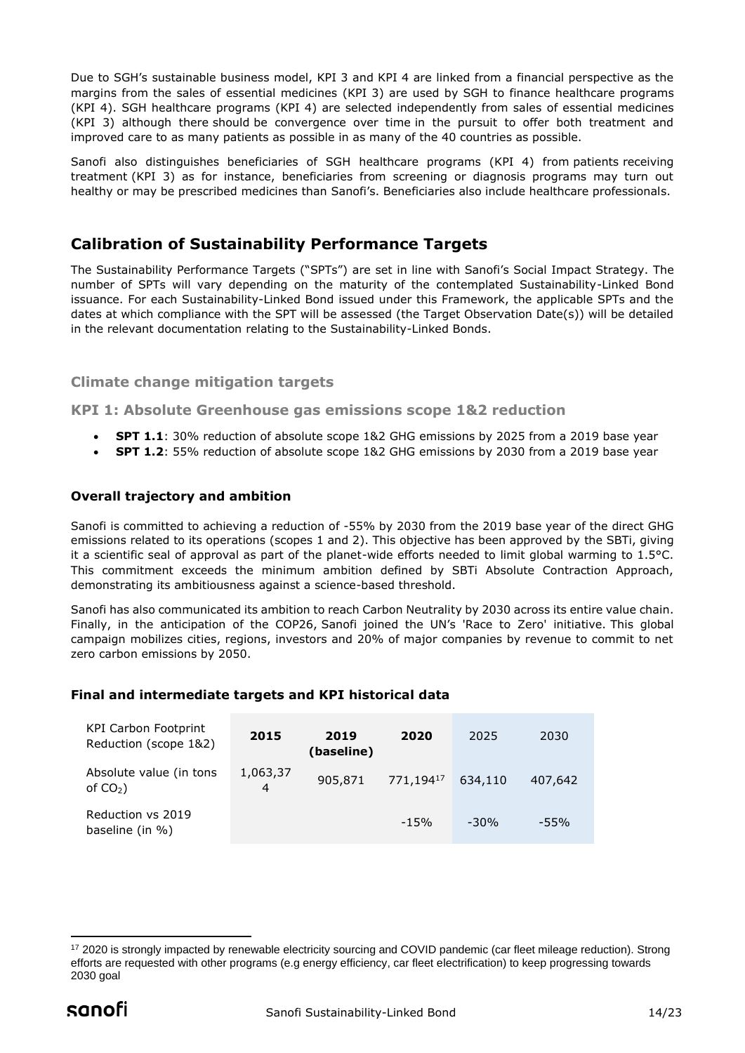Due to SGH's sustainable business model, KPI 3 and KPI 4 are linked from a financial perspective as the margins from the sales of essential medicines (KPI 3) are used by SGH to finance healthcare programs (KPI 4). SGH healthcare programs (KPI 4) are selected independently from sales of essential medicines (KPI 3) although there should be convergence over time in the pursuit to offer both treatment and improved care to as many patients as possible in as many of the 40 countries as possible.

Sanofi also distinguishes beneficiaries of SGH healthcare programs (KPI 4) from patients receiving treatment (KPI 3) as for instance, beneficiaries from screening or diagnosis programs may turn out healthy or may be prescribed medicines than Sanofi's. Beneficiaries also include healthcare professionals.

## Calibration of Sustainability Performance Targets

The Sustainability Performance Targets ("SPTs") are set in line with Sanofi's Social Impact Strategy. The number of SPTs will vary depending on the maturity of the contemplated Sustainability-Linked Bond issuance. For each Sustainability-Linked Bond issued under this Framework, the applicable SPTs and the dates at which compliance with the SPT will be assessed (the Target Observation Date(s)) will be detailed in the relevant documentation relating to the Sustainability-Linked Bonds.

### Climate change mitigation targets

### KPI 1: Absolute Greenhouse gas emissions scope 1&2 reduction

- **SPT 1.1**: 30% reduction of absolute scope 1&2 GHG emissions by 2025 from a 2019 base year
- **SPT 1.2**: 55% reduction of absolute scope 1&2 GHG emissions by 2030 from a 2019 base year

#### Overall trajectory and ambition

Sanofi is committed to achieving a reduction of -55% by 2030 from the 2019 base year of the direct GHG emissions related to its operations (scopes 1 and 2). This objective has been approved by the SBTi, giving it a scientific seal of approval as part of the planet-wide efforts needed to limit global warming to 1.5°C. This commitment exceeds the minimum ambition defined by SBTi Absolute Contraction Approach, demonstrating its ambitiousness against a science-based threshold.

Sanofi has also communicated its ambition to reach Carbon Neutrality by 2030 across its entire value chain. Finally, in the anticipation of the COP26, Sanofi joined the UN's 'Race to Zero' initiative. This global campaign mobilizes cities, regions, investors and 20% of major companies by revenue to commit to net zero carbon emissions by 2050.

#### Final and intermediate targets and KPI historical data

| KPI Carbon Footprint Reduction (scope 1&2) | **2015** | **2019 (baseline)** | **2020** | 2025 | 2030 |
|---|---|---|---|---|---|
| Absolute value (in tons of $CO_2$) | 1,063,374 | 905,871 | 771,194[17] | 634,110 | 407,642 |
| Reduction vs 2019 baseline (in %) | | | -15% | -30% | -55% |

[17] 2020 is strongly impacted by renewable electricity sourcing and COVID pandemic (car fleet mileage reduction). Strong efforts are requested with other programs (e.g energy efficiency, car fleet electrification) to keep progressing towards 2030 goal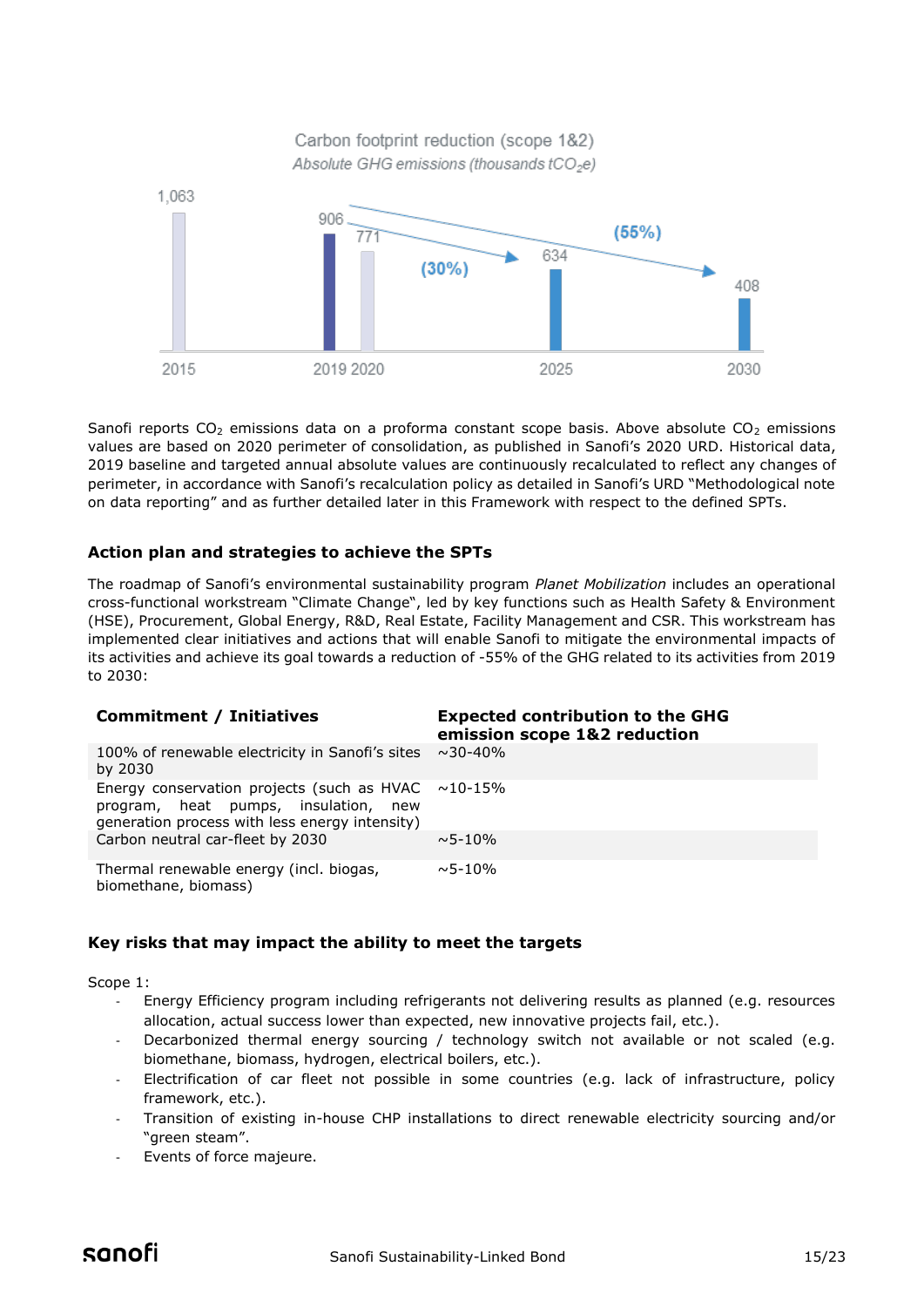Carbon footprint reduction (scope 1&2)

*Absolute GHG emissions (thousands $tCO_2e$)*

| 2015 | 2019 | 2020 | 2025 | 2030 |
|---|---|---|---|---|
| 1,063 | 906 | 771 | 634 | 408 |

(30%) (55%)

Sanofi reports $CO_2$ emissions data on a proforma constant scope basis. Above absolute $CO_2$ emissions values are based on 2020 perimeter of consolidation, as published in Sanofi's 2020 URD. Historical data, 2019 baseline and targeted annual absolute values are continuously recalculated to reflect any changes of perimeter, in accordance with Sanofi's recalculation policy as detailed in Sanofi's URD "Methodological note on data reporting" and as further detailed later in this Framework with respect to the defined SPTs.

### Action plan and strategies to achieve the SPTs

The roadmap of Sanofi's environmental sustainability program *Planet Mobilization* includes an operational cross-functional workstream "Climate Change", led by key functions such as Health Safety & Environment (HSE), Procurement, Global Energy, R&D, Real Estate, Facility Management and CSR. This workstream has implemented clear initiatives and actions that will enable Sanofi to mitigate the environmental impacts of its activities and achieve its goal towards a reduction of -55% of the GHG related to its activities from 2019 to 2030:

| Commitment / Initiatives | Expected contribution to the GHG emission scope 1&2 reduction |
|---|---|
| 100% of renewable electricity in Sanofi's sites by 2030 | ~30-40% |
| Energy conservation projects (such as HVAC program, heat pumps, insulation, new generation process with less energy intensity) | ~10-15% |
| Carbon neutral car-fleet by 2030 | ~5-10% |
| Thermal renewable energy (incl. biogas, biomethane, biomass) | ~5-10% |

### Key risks that may impact the ability to meet the targets

Scope 1:

- Energy Efficiency program including refrigerants not delivering results as planned (e.g. resources allocation, actual success lower than expected, new innovative projects fail, etc.).
- Decarbonized thermal energy sourcing / technology switch not available or not scaled (e.g. biomethane, biomass, hydrogen, electrical boilers, etc.).
- Electrification of car fleet not possible in some countries (e.g. lack of infrastructure, policy framework, etc.).
- Transition of existing in-house CHP installations to direct renewable electricity sourcing and/or "green steam".
- Events of force majeure.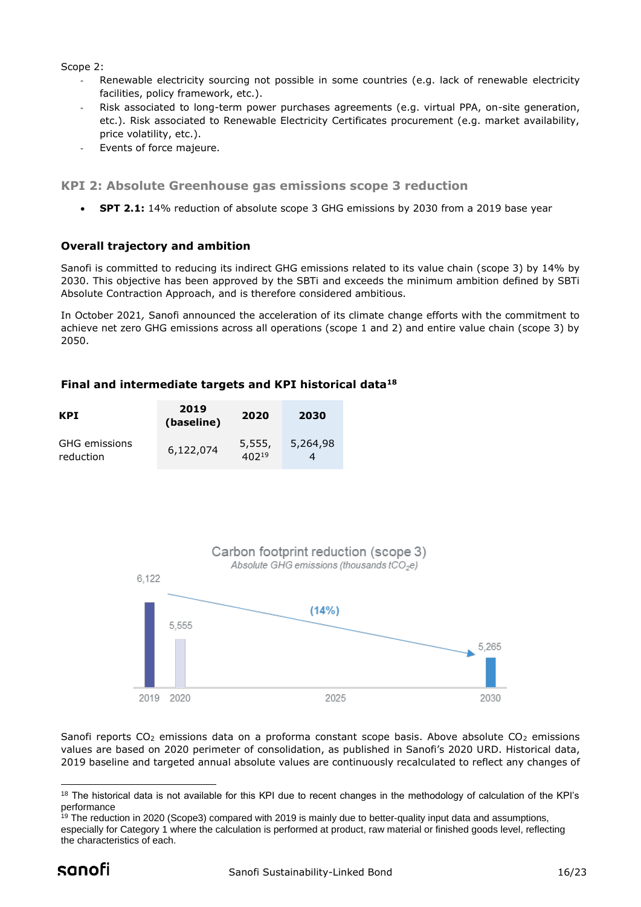Scope 2:

- Renewable electricity sourcing not possible in some countries (e.g. lack of renewable electricity facilities, policy framework, etc.).
- Risk associated to long-term power purchases agreements (e.g. virtual PPA, on-site generation, etc.). Risk associated to Renewable Electricity Certificates procurement (e.g. market availability, price volatility, etc.).
- Events of force majeure.

### KPI 2: Absolute Greenhouse gas emissions scope 3 reduction

- **SPT 2.1:** 14% reduction of absolute scope 3 GHG emissions by 2030 from a 2019 base year

#### Overall trajectory and ambition

Sanofi is committed to reducing its indirect GHG emissions related to its value chain (scope 3) by 14% by 2030. This objective has been approved by the SBTi and exceeds the minimum ambition defined by SBTi Absolute Contraction Approach, and is therefore considered ambitious.

In October 2021, Sanofi announced the acceleration of its climate change efforts with the commitment to achieve net zero GHG emissions across all operations (scope 1 and 2) and entire value chain (scope 3) by 2050.

#### Final and intermediate targets and KPI historical data[18]

| KPI | 2019 (baseline) | 2020 | 2030 |
|---|---|---|---|
| GHG emissions reduction | 6,122,074 | 5,555,402[19] | 5,264,984 |

Carbon footprint reduction (scope 3)

*Absolute GHG emissions (thousands $tCO_2e$)*

| 2019 | 2020 | 2025 | 2030 |
|---|---|---|---|
| 6,122 | 5,555 | | 5,265 |

(14%)

Sanofi reports $CO_2$ emissions data on a proforma constant scope basis. Above absolute $CO_2$ emissions values are based on 2020 perimeter of consolidation, as published in Sanofi's 2020 URD. Historical data, 2019 baseline and targeted annual absolute values are continuously recalculated to reflect any changes of

[18] The historical data is not available for this KPI due to recent changes in the methodology of calculation of the KPI's performance

[19] The reduction in 2020 (Scope3) compared with 2019 is mainly due to better-quality input data and assumptions, especially for Category 1 where the calculation is performed at product, raw material or finished goods level, reflecting the characteristics of each.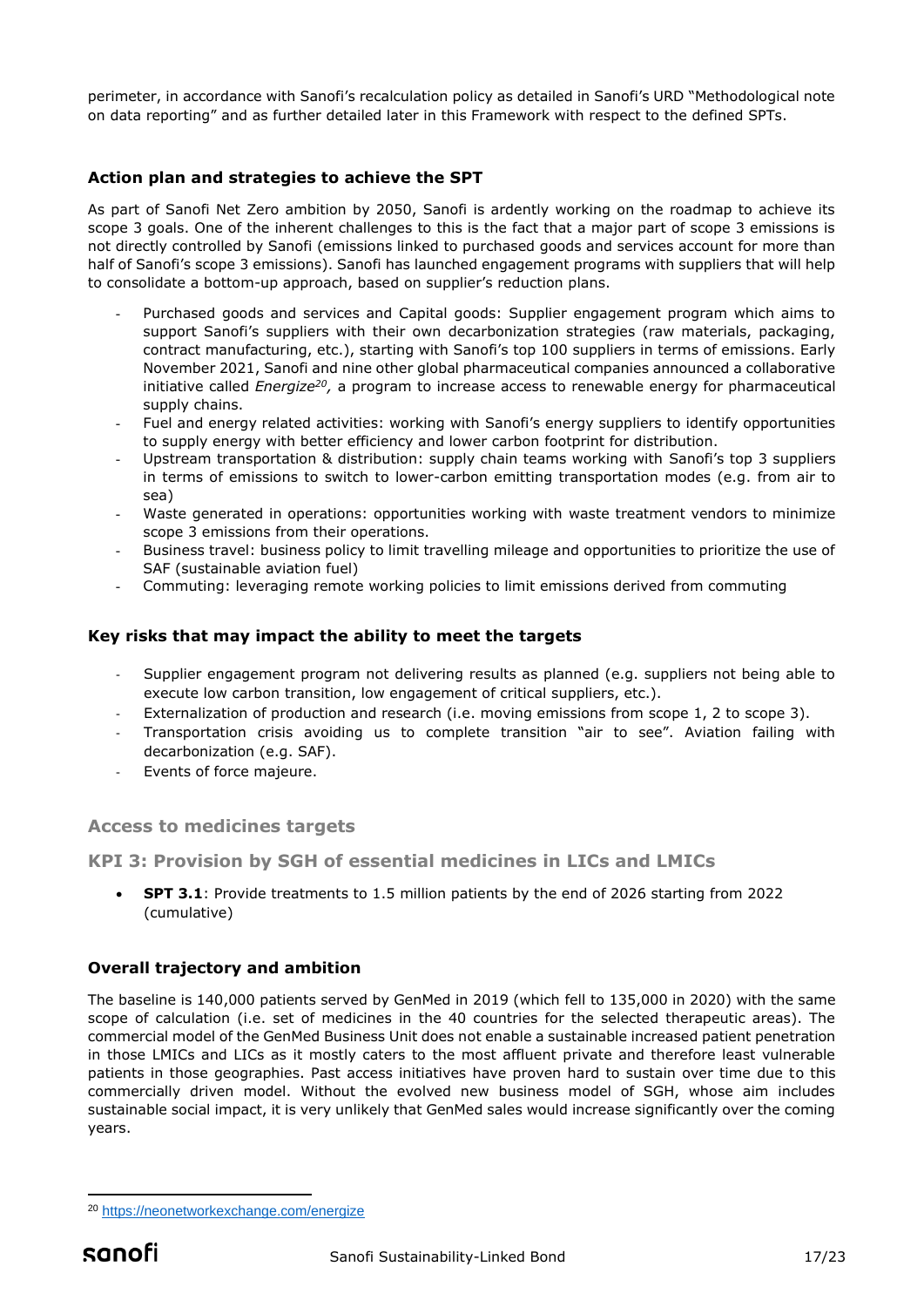perimeter, in accordance with Sanofi's recalculation policy as detailed in Sanofi's URD "Methodological note on data reporting" and as further detailed later in this Framework with respect to the defined SPTs.

### Action plan and strategies to achieve the SPT

As part of Sanofi Net Zero ambition by 2050, Sanofi is ardently working on the roadmap to achieve its scope 3 goals. One of the inherent challenges to this is the fact that a major part of scope 3 emissions is not directly controlled by Sanofi (emissions linked to purchased goods and services account for more than half of Sanofi's scope 3 emissions). Sanofi has launched engagement programs with suppliers that will help to consolidate a bottom-up approach, based on supplier's reduction plans.

- Purchased goods and services and Capital goods: Supplier engagement program which aims to support Sanofi's suppliers with their own decarbonization strategies (raw materials, packaging, contract manufacturing, etc.), starting with Sanofi's top 100 suppliers in terms of emissions. Early November 2021, Sanofi and nine other global pharmaceutical companies announced a collaborative initiative called *Energize*[20], a program to increase access to renewable energy for pharmaceutical supply chains.
- Fuel and energy related activities: working with Sanofi's energy suppliers to identify opportunities to supply energy with better efficiency and lower carbon footprint for distribution.
- Upstream transportation & distribution: supply chain teams working with Sanofi's top 3 suppliers in terms of emissions to switch to lower-carbon emitting transportation modes (e.g. from air to sea)
- Waste generated in operations: opportunities working with waste treatment vendors to minimize scope 3 emissions from their operations.
- Business travel: business policy to limit travelling mileage and opportunities to prioritize the use of SAF (sustainable aviation fuel)
- Commuting: leveraging remote working policies to limit emissions derived from commuting

### Key risks that may impact the ability to meet the targets

- Supplier engagement program not delivering results as planned (e.g. suppliers not being able to execute low carbon transition, low engagement of critical suppliers, etc.).
- Externalization of production and research (i.e. moving emissions from scope 1, 2 to scope 3).
- Transportation crisis avoiding us to complete transition "air to see". Aviation failing with decarbonization (e.g. SAF).
- Events of force majeure.

## Access to medicines targets

## KPI 3: Provision by SGH of essential medicines in LICs and LMICs

- **SPT 3.1**: Provide treatments to 1.5 million patients by the end of 2026 starting from 2022 (cumulative)

### Overall trajectory and ambition

The baseline is 140,000 patients served by GenMed in 2019 (which fell to 135,000 in 2020) with the same scope of calculation (i.e. set of medicines in the 40 countries for the selected therapeutic areas). The commercial model of the GenMed Business Unit does not enable a sustainable increased patient penetration in those LMICs and LICs as it mostly caters to the most affluent private and therefore least vulnerable patients in those geographies. Past access initiatives have proven hard to sustain over time due to this commercially driven model. Without the evolved new business model of SGH, whose aim includes sustainable social impact, it is very unlikely that GenMed sales would increase significantly over the coming years.

[20] https://neonetworkexchange.com/energize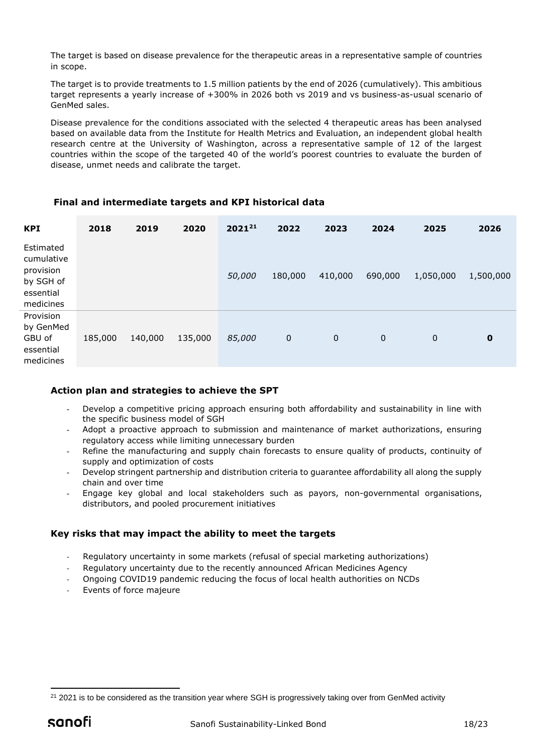The target is based on disease prevalence for the therapeutic areas in a representative sample of countries in scope.

The target is to provide treatments to 1.5 million patients by the end of 2026 (cumulatively). This ambitious target represents a yearly increase of +300% in 2026 both vs 2019 and vs business-as-usual scenario of GenMed sales.

Disease prevalence for the conditions associated with the selected 4 therapeutic areas has been analysed based on available data from the Institute for Health Metrics and Evaluation, an independent global health research centre at the University of Washington, across a representative sample of 12 of the largest countries within the scope of the targeted 40 of the world's poorest countries to evaluate the burden of disease, unmet needs and calibrate the target.

### Final and intermediate targets and KPI historical data

| KPI | 2018 | 2019 | 2020 | 2021[21] | 2022 | 2023 | 2024 | 2025 | 2026 |
|---|---|---|---|---|---|---|---|---|---|
| Estimated cumulative provision by SGH of essential medicines | | | | *50,000* | 180,000 | 410,000 | 690,000 | 1,050,000 | 1,500,000 |
| Provision by GenMed GBU of essential medicines | 185,000 | 140,000 | 135,000 | *85,000* | 0 | 0 | 0 | 0 | **0** |

### Action plan and strategies to achieve the SPT

- Develop a competitive pricing approach ensuring both affordability and sustainability in line with the specific business model of SGH
- Adopt a proactive approach to submission and maintenance of market authorizations, ensuring regulatory access while limiting unnecessary burden
- Refine the manufacturing and supply chain forecasts to ensure quality of products, continuity of supply and optimization of costs
- Develop stringent partnership and distribution criteria to guarantee affordability all along the supply chain and over time
- Engage key global and local stakeholders such as payors, non-governmental organisations, distributors, and pooled procurement initiatives

### Key risks that may impact the ability to meet the targets

- Regulatory uncertainty in some markets (refusal of special marketing authorizations)
- Regulatory uncertainty due to the recently announced African Medicines Agency
- Ongoing COVID19 pandemic reducing the focus of local health authorities on NCDs
- Events of force majeure

[21] 2021 is to be considered as the transition year where SGH is progressively taking over from GenMed activity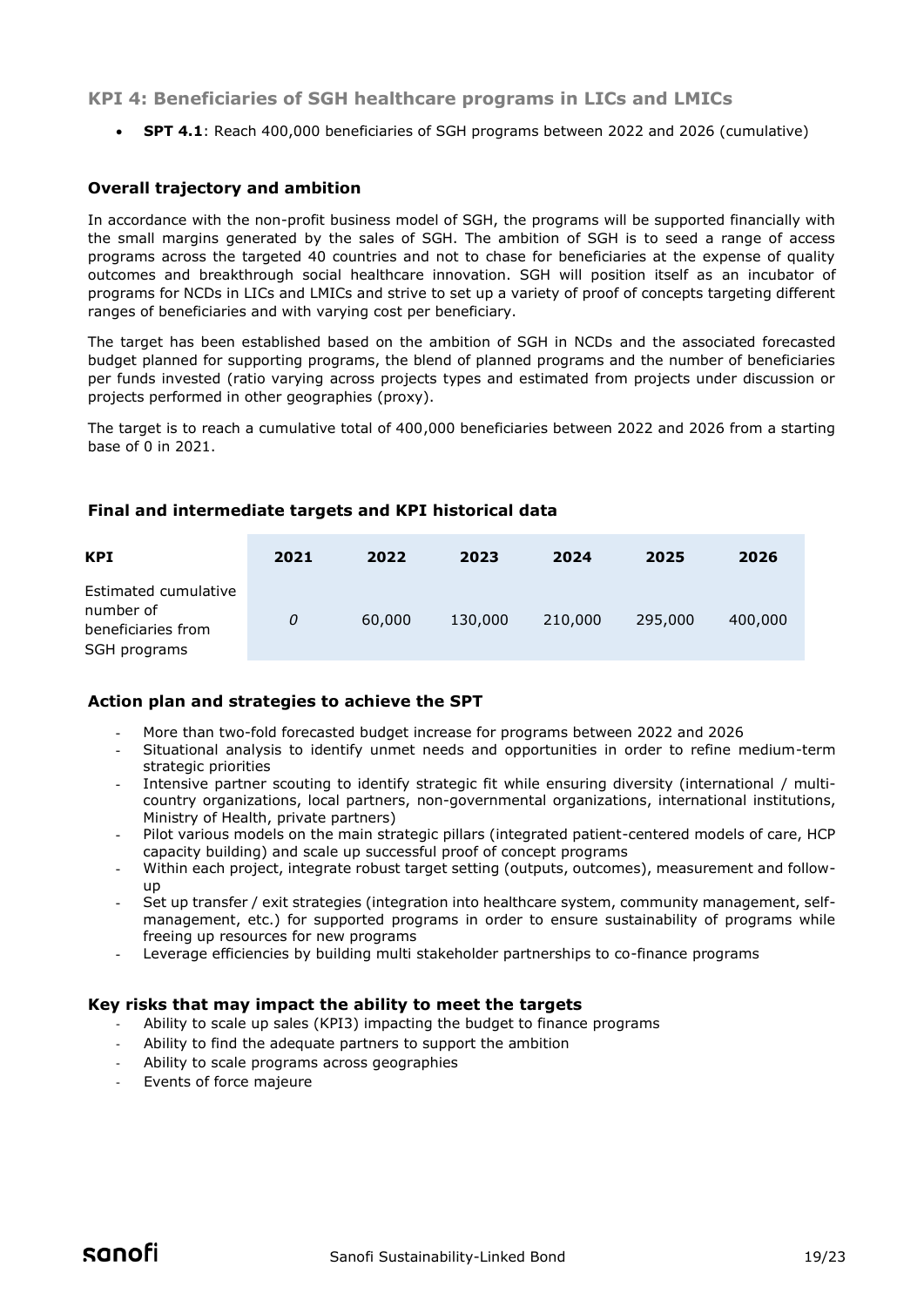## KPI 4: Beneficiaries of SGH healthcare programs in LICs and LMICs

- **SPT 4.1**: Reach 400,000 beneficiaries of SGH programs between 2022 and 2026 (cumulative)

### Overall trajectory and ambition

In accordance with the non-profit business model of SGH, the programs will be supported financially with the small margins generated by the sales of SGH. The ambition of SGH is to seed a range of access programs across the targeted 40 countries and not to chase for beneficiaries at the expense of quality outcomes and breakthrough social healthcare innovation. SGH will position itself as an incubator of programs for NCDs in LICs and LMICs and strive to set up a variety of proof of concepts targeting different ranges of beneficiaries and with varying cost per beneficiary.

The target has been established based on the ambition of SGH in NCDs and the associated forecasted budget planned for supporting programs, the blend of planned programs and the number of beneficiaries per funds invested (ratio varying across projects types and estimated from projects under discussion or projects performed in other geographies (proxy).

The target is to reach a cumulative total of 400,000 beneficiaries between 2022 and 2026 from a starting base of 0 in 2021.

### Final and intermediate targets and KPI historical data

| KPI | 2021 | 2022 | 2023 | 2024 | 2025 | 2026 |
|---|---|---|---|---|---|---|
| Estimated cumulative number of beneficiaries from SGH programs | *0* | 60,000 | 130,000 | 210,000 | 295,000 | 400,000 |

### Action plan and strategies to achieve the SPT

- More than two-fold forecasted budget increase for programs between 2022 and 2026
- Situational analysis to identify unmet needs and opportunities in order to refine medium-term strategic priorities
- Intensive partner scouting to identify strategic fit while ensuring diversity (international / multi-country organizations, local partners, non-governmental organizations, international institutions, Ministry of Health, private partners)
- Pilot various models on the main strategic pillars (integrated patient-centered models of care, HCP capacity building) and scale up successful proof of concept programs
- Within each project, integrate robust target setting (outputs, outcomes), measurement and follow-up
- Set up transfer / exit strategies (integration into healthcare system, community management, self-management, etc.) for supported programs in order to ensure sustainability of programs while freeing up resources for new programs
- Leverage efficiencies by building multi stakeholder partnerships to co-finance programs

### Key risks that may impact the ability to meet the targets

- Ability to scale up sales (KPI3) impacting the budget to finance programs
- Ability to find the adequate partners to support the ambition
- Ability to scale programs across geographies
- Events of force majeure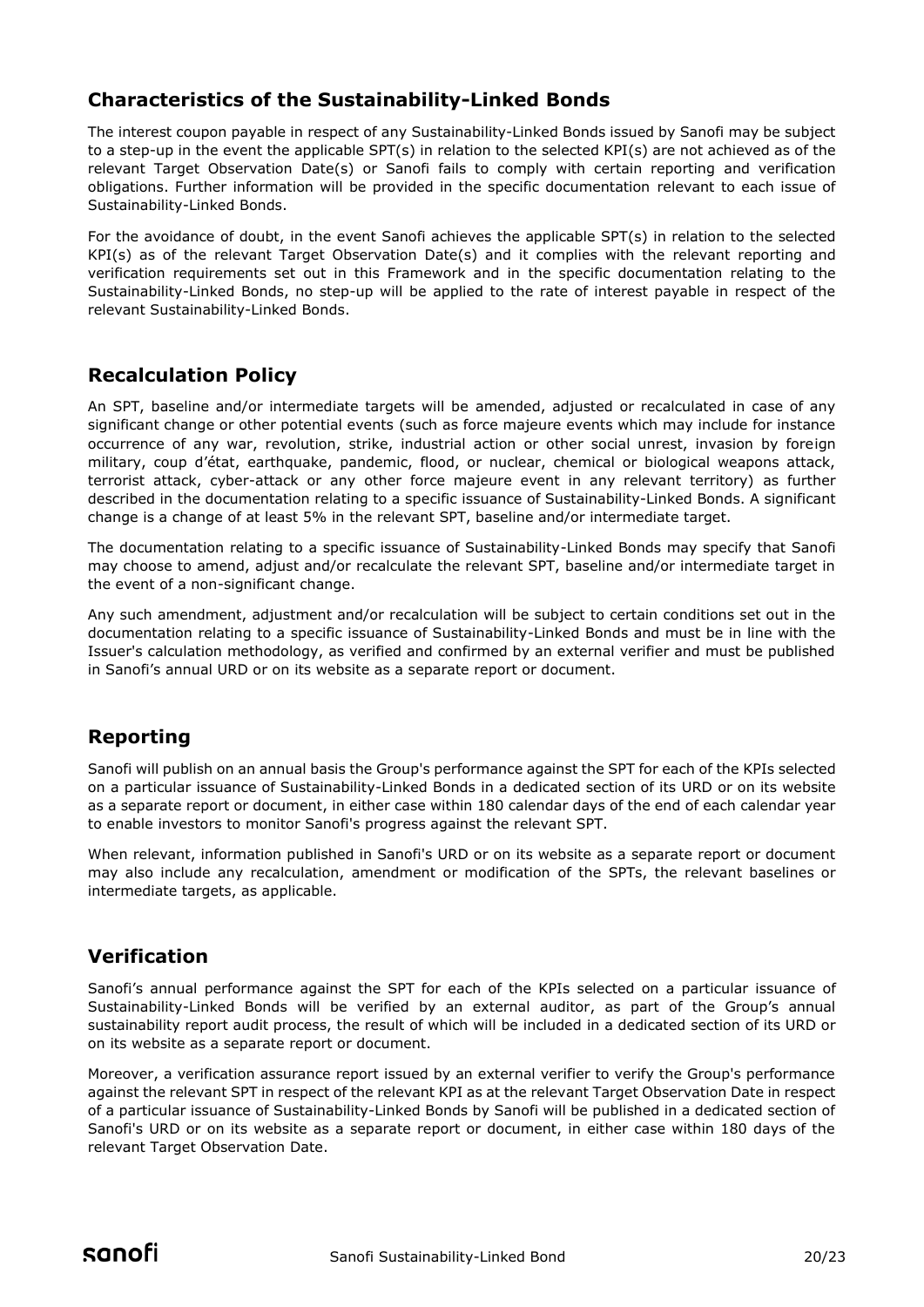## Characteristics of the Sustainability-Linked Bonds

The interest coupon payable in respect of any Sustainability-Linked Bonds issued by Sanofi may be subject to a step-up in the event the applicable SPT(s) in relation to the selected KPI(s) are not achieved as of the relevant Target Observation Date(s) or Sanofi fails to comply with certain reporting and verification obligations. Further information will be provided in the specific documentation relevant to each issue of Sustainability-Linked Bonds.

For the avoidance of doubt, in the event Sanofi achieves the applicable SPT(s) in relation to the selected KPI(s) as of the relevant Target Observation Date(s) and it complies with the relevant reporting and verification requirements set out in this Framework and in the specific documentation relating to the Sustainability-Linked Bonds, no step-up will be applied to the rate of interest payable in respect of the relevant Sustainability-Linked Bonds.

## Recalculation Policy

An SPT, baseline and/or intermediate targets will be amended, adjusted or recalculated in case of any significant change or other potential events (such as force majeure events which may include for instance occurrence of any war, revolution, strike, industrial action or other social unrest, invasion by foreign military, coup d'état, earthquake, pandemic, flood, or nuclear, chemical or biological weapons attack, terrorist attack, cyber-attack or any other force majeure event in any relevant territory) as further described in the documentation relating to a specific issuance of Sustainability-Linked Bonds. A significant change is a change of at least 5% in the relevant SPT, baseline and/or intermediate target.

The documentation relating to a specific issuance of Sustainability-Linked Bonds may specify that Sanofi may choose to amend, adjust and/or recalculate the relevant SPT, baseline and/or intermediate target in the event of a non-significant change.

Any such amendment, adjustment and/or recalculation will be subject to certain conditions set out in the documentation relating to a specific issuance of Sustainability-Linked Bonds and must be in line with the Issuer's calculation methodology, as verified and confirmed by an external verifier and must be published in Sanofi's annual URD or on its website as a separate report or document.

## Reporting

Sanofi will publish on an annual basis the Group's performance against the SPT for each of the KPIs selected on a particular issuance of Sustainability-Linked Bonds in a dedicated section of its URD or on its website as a separate report or document, in either case within 180 calendar days of the end of each calendar year to enable investors to monitor Sanofi's progress against the relevant SPT.

When relevant, information published in Sanofi's URD or on its website as a separate report or document may also include any recalculation, amendment or modification of the SPTs, the relevant baselines or intermediate targets, as applicable.

## Verification

Sanofi's annual performance against the SPT for each of the KPIs selected on a particular issuance of Sustainability-Linked Bonds will be verified by an external auditor, as part of the Group's annual sustainability report audit process, the result of which will be included in a dedicated section of its URD or on its website as a separate report or document.

Moreover, a verification assurance report issued by an external verifier to verify the Group's performance against the relevant SPT in respect of the relevant KPI as at the relevant Target Observation Date in respect of a particular issuance of Sustainability-Linked Bonds by Sanofi will be published in a dedicated section of Sanofi's URD or on its website as a separate report or document, in either case within 180 days of the relevant Target Observation Date.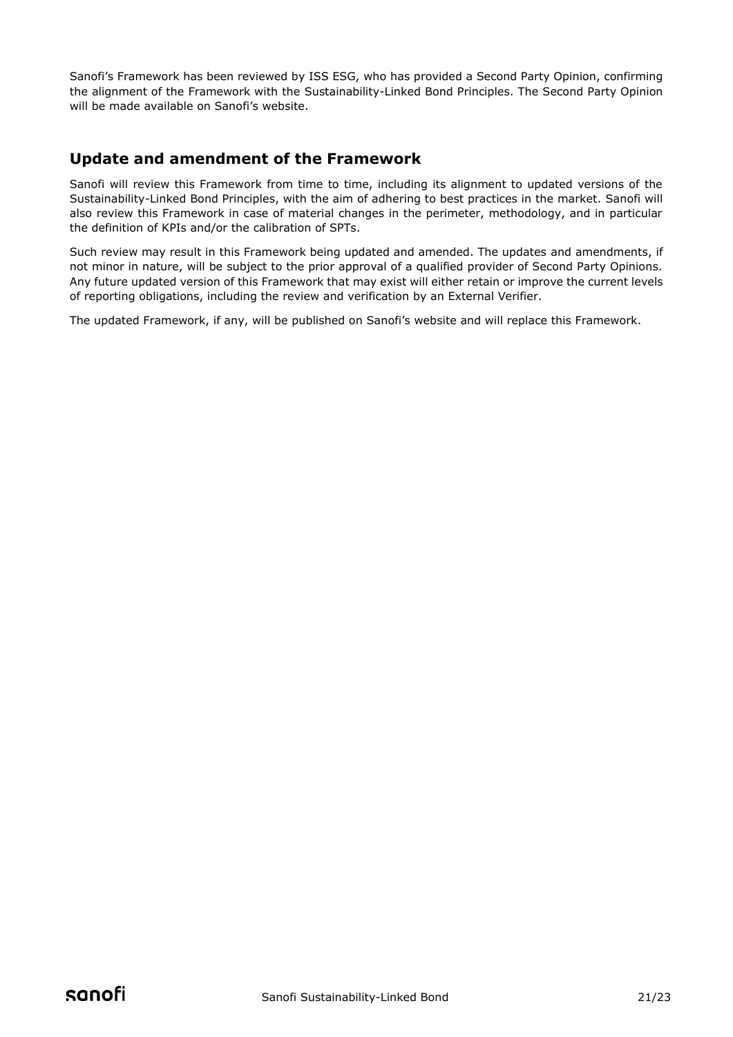Sanofi's Framework has been reviewed by ISS ESG, who has provided a Second Party Opinion, confirming the alignment of the Framework with the Sustainability-Linked Bond Principles. The Second Party Opinion will be made available on Sanofi's website.

## Update and amendment of the Framework

Sanofi will review this Framework from time to time, including its alignment to updated versions of the Sustainability-Linked Bond Principles, with the aim of adhering to best practices in the market. Sanofi will also review this Framework in case of material changes in the perimeter, methodology, and in particular the definition of KPIs and/or the calibration of SPTs.

Such review may result in this Framework being updated and amended. The updates and amendments, if not minor in nature, will be subject to the prior approval of a qualified provider of Second Party Opinions. Any future updated version of this Framework that may exist will either retain or improve the current levels of reporting obligations, including the review and verification by an External Verifier.

The updated Framework, if any, will be published on Sanofi's website and will replace this Framework.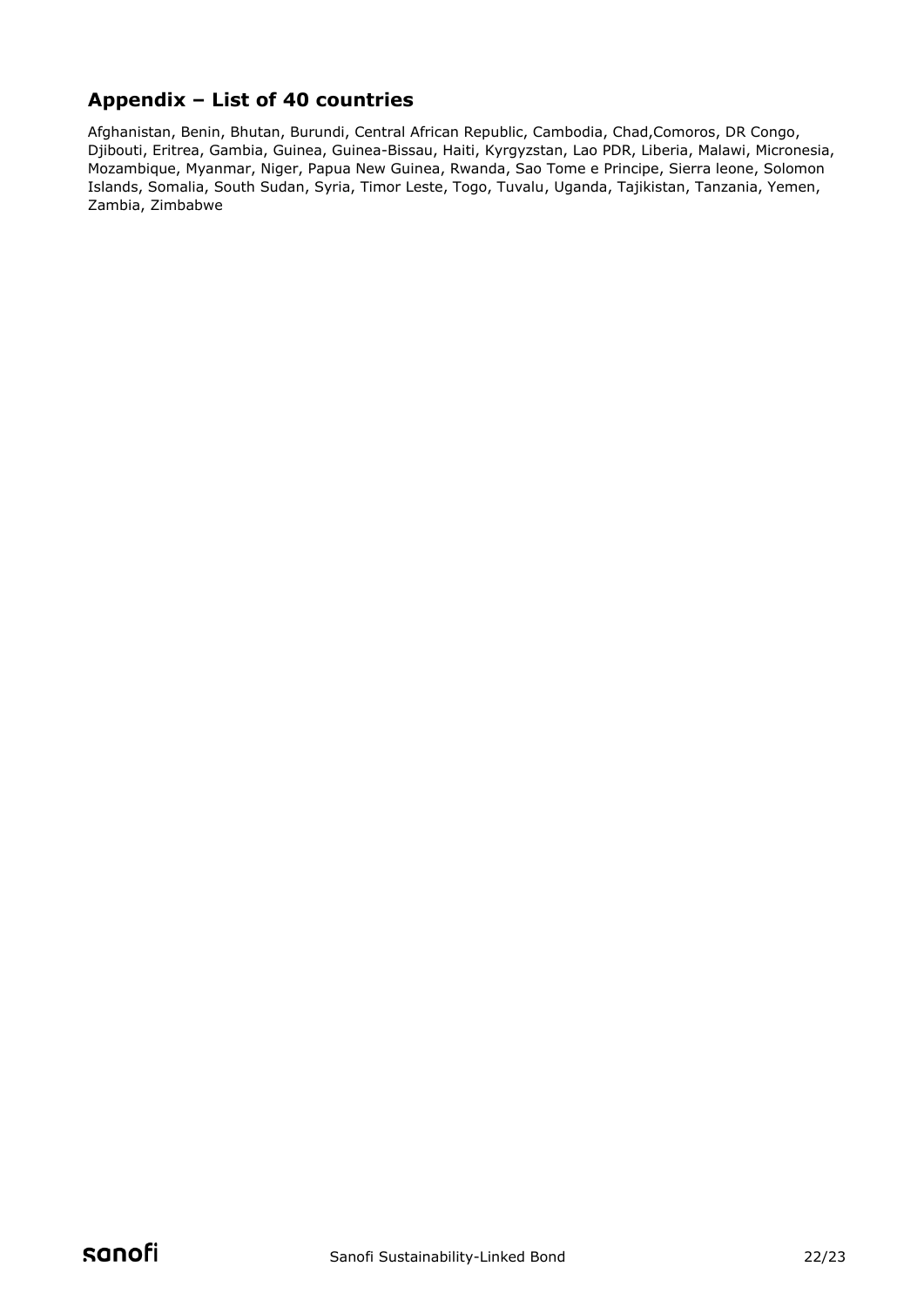## Appendix – List of 40 countries

Afghanistan, Benin, Bhutan, Burundi, Central African Republic, Cambodia, Chad,Comoros, DR Congo, Djibouti, Eritrea, Gambia, Guinea, Guinea-Bissau, Haiti, Kyrgyzstan, Lao PDR, Liberia, Malawi, Micronesia, Mozambique, Myanmar, Niger, Papua New Guinea, Rwanda, Sao Tome e Principe, Sierra leone, Solomon Islands, Somalia, South Sudan, Syria, Timor Leste, Togo, Tuvalu, Uganda, Tajikistan, Tanzania, Yemen, Zambia, Zimbabwe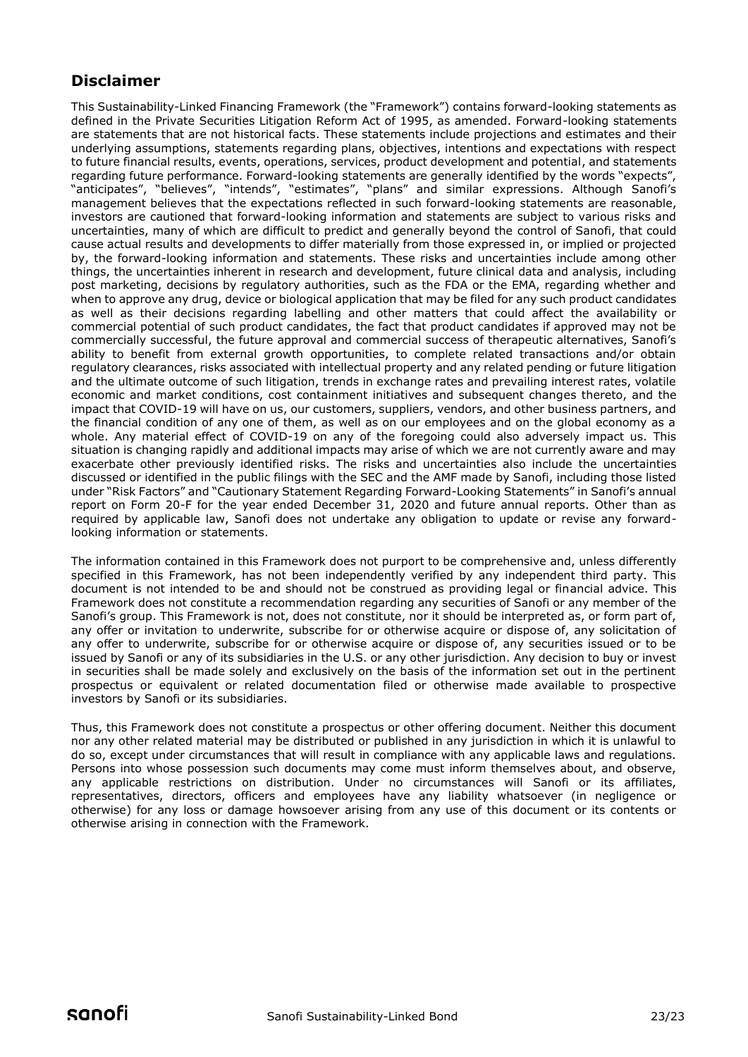## Disclaimer

This Sustainability-Linked Financing Framework (the "Framework") contains forward-looking statements as defined in the Private Securities Litigation Reform Act of 1995, as amended. Forward-looking statements are statements that are not historical facts. These statements include projections and estimates and their underlying assumptions, statements regarding plans, objectives, intentions and expectations with respect to future financial results, events, operations, services, product development and potential, and statements regarding future performance. Forward-looking statements are generally identified by the words "expects", "anticipates", "believes", "intends", "estimates", "plans" and similar expressions. Although Sanofi's management believes that the expectations reflected in such forward-looking statements are reasonable, investors are cautioned that forward-looking information and statements are subject to various risks and uncertainties, many of which are difficult to predict and generally beyond the control of Sanofi, that could cause actual results and developments to differ materially from those expressed in, or implied or projected by, the forward-looking information and statements. These risks and uncertainties include among other things, the uncertainties inherent in research and development, future clinical data and analysis, including post marketing, decisions by regulatory authorities, such as the FDA or the EMA, regarding whether and when to approve any drug, device or biological application that may be filed for any such product candidates as well as their decisions regarding labelling and other matters that could affect the availability or commercial potential of such product candidates, the fact that product candidates if approved may not be commercially successful, the future approval and commercial success of therapeutic alternatives, Sanofi's ability to benefit from external growth opportunities, to complete related transactions and/or obtain regulatory clearances, risks associated with intellectual property and any related pending or future litigation and the ultimate outcome of such litigation, trends in exchange rates and prevailing interest rates, volatile economic and market conditions, cost containment initiatives and subsequent changes thereto, and the impact that COVID-19 will have on us, our customers, suppliers, vendors, and other business partners, and the financial condition of any one of them, as well as on our employees and on the global economy as a whole. Any material effect of COVID-19 on any of the foregoing could also adversely impact us. This situation is changing rapidly and additional impacts may arise of which we are not currently aware and may exacerbate other previously identified risks. The risks and uncertainties also include the uncertainties discussed or identified in the public filings with the SEC and the AMF made by Sanofi, including those listed under "Risk Factors" and "Cautionary Statement Regarding Forward-Looking Statements" in Sanofi's annual report on Form 20-F for the year ended December 31, 2020 and future annual reports. Other than as required by applicable law, Sanofi does not undertake any obligation to update or revise any forward-looking information or statements.

The information contained in this Framework does not purport to be comprehensive and, unless differently specified in this Framework, has not been independently verified by any independent third party. This document is not intended to be and should not be construed as providing legal or financial advice. This Framework does not constitute a recommendation regarding any securities of Sanofi or any member of the Sanofi's group. This Framework is not, does not constitute, nor it should be interpreted as, or form part of, any offer or invitation to underwrite, subscribe for or otherwise acquire or dispose of, any solicitation of any offer to underwrite, subscribe for or otherwise acquire or dispose of, any securities issued or to be issued by Sanofi or any of its subsidiaries in the U.S. or any other jurisdiction. Any decision to buy or invest in securities shall be made solely and exclusively on the basis of the information set out in the pertinent prospectus or equivalent or related documentation filed or otherwise made available to prospective investors by Sanofi or its subsidiaries.

Thus, this Framework does not constitute a prospectus or other offering document. Neither this document nor any other related material may be distributed or published in any jurisdiction in which it is unlawful to do so, except under circumstances that will result in compliance with any applicable laws and regulations. Persons into whose possession such documents may come must inform themselves about, and observe, any applicable restrictions on distribution. Under no circumstances will Sanofi or its affiliates, representatives, directors, officers and employees have any liability whatsoever (in negligence or otherwise) for any loss or damage howsoever arising from any use of this document or its contents or otherwise arising in connection with the Framework.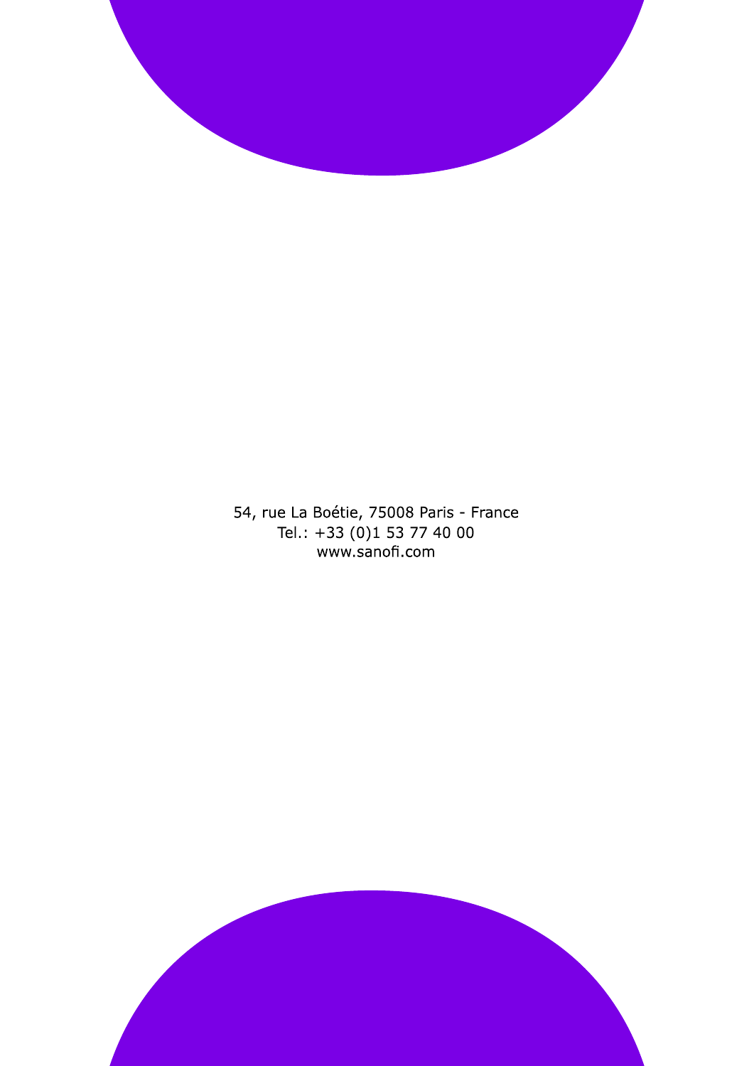54, rue La Boétie, 75008 Paris - France
Tel.: +33 (0)1 53 77 40 00
www.sanofi.com